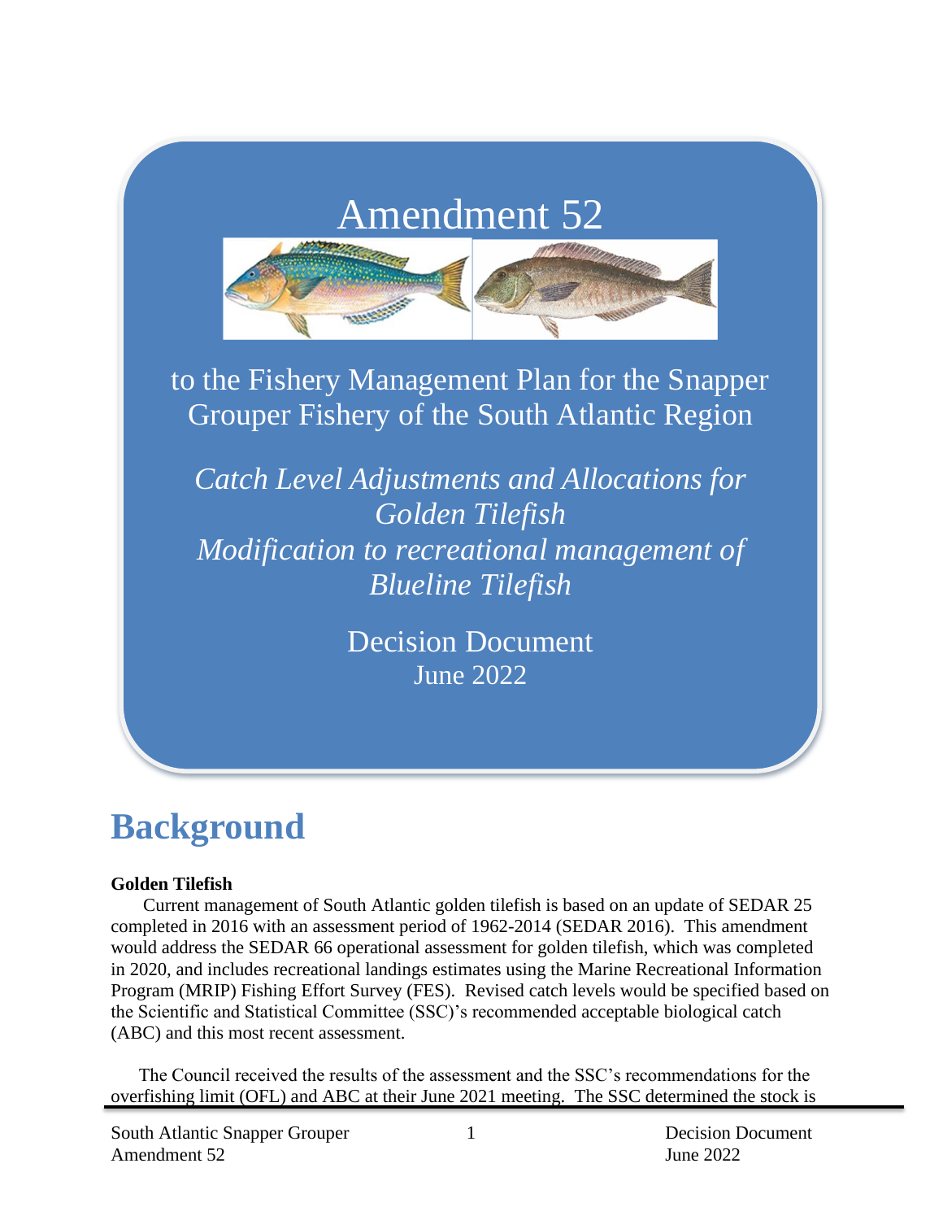# Amendment 52

to the Fishery Management Plan for the Snapper Grouper Fishery of the South Atlantic Region

*Catch Level Adjustments and Allocations for Golden Tilefish*
*Modification to recreational management of Blueline Tilefish*

Decision Document
June 2022

# Background

**Golden Tilefish**

Current management of South Atlantic golden tilefish is based on an update of SEDAR 25 completed in 2016 with an assessment period of 1962-2014 (SEDAR 2016). This amendment would address the SEDAR 66 operational assessment for golden tilefish, which was completed in 2020, and includes recreational landings estimates using the Marine Recreational Information Program (MRIP) Fishing Effort Survey (FES). Revised catch levels would be specified based on the Scientific and Statistical Committee (SSC)'s recommended acceptable biological catch (ABC) and this most recent assessment.

The Council received the results of the assessment and the SSC's recommendations for the overfishing limit (OFL) and ABC at their June 2021 meeting. The SSC determined the stock is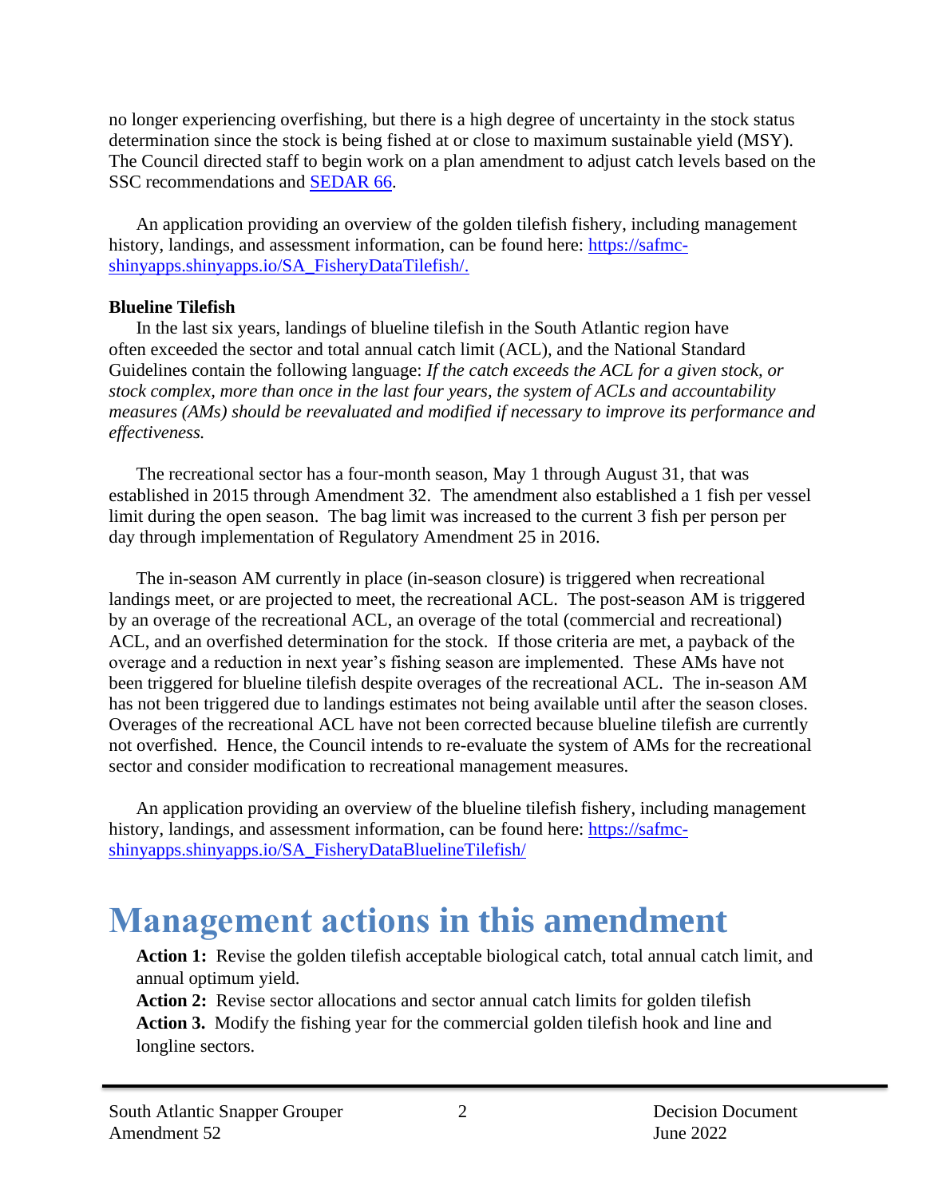no longer experiencing overfishing, but there is a high degree of uncertainty in the stock status determination since the stock is being fished at or close to maximum sustainable yield (MSY). The Council directed staff to begin work on a plan amendment to adjust catch levels based on the SSC recommendations and [SEDAR 66](SEDAR 66).

An application providing an overview of the golden tilefish fishery, including management history, landings, and assessment information, can be found here: [https://safmc-shinyapps.shinyapps.io/SA_FisheryDataTilefish/.](https://safmc-shinyapps.shinyapps.io/SA_FisheryDataTilefish/)

**Blueline Tilefish**

In the last six years, landings of blueline tilefish in the South Atlantic region have often exceeded the sector and total annual catch limit (ACL), and the National Standard Guidelines contain the following language: *If the catch exceeds the ACL for a given stock, or stock complex, more than once in the last four years, the system of ACLs and accountability measures (AMs) should be reevaluated and modified if necessary to improve its performance and effectiveness.*

The recreational sector has a four-month season, May 1 through August 31, that was established in 2015 through Amendment 32. The amendment also established a 1 fish per vessel limit during the open season. The bag limit was increased to the current 3 fish per person per day through implementation of Regulatory Amendment 25 in 2016.

The in-season AM currently in place (in-season closure) is triggered when recreational landings meet, or are projected to meet, the recreational ACL. The post-season AM is triggered by an overage of the recreational ACL, an overage of the total (commercial and recreational) ACL, and an overfished determination for the stock. If those criteria are met, a payback of the overage and a reduction in next year's fishing season are implemented. These AMs have not been triggered for blueline tilefish despite overages of the recreational ACL. The in-season AM has not been triggered due to landings estimates not being available until after the season closes. Overages of the recreational ACL have not been corrected because blueline tilefish are currently not overfished. Hence, the Council intends to re-evaluate the system of AMs for the recreational sector and consider modification to recreational management measures.

An application providing an overview of the blueline tilefish fishery, including management history, landings, and assessment information, can be found here: [https://safmc-shinyapps.shinyapps.io/SA_FisheryDataBluelineTilefish/](https://safmc-shinyapps.shinyapps.io/SA_FisheryDataBluelineTilefish/)

# Management actions in this amendment

**Action 1:** Revise the golden tilefish acceptable biological catch, total annual catch limit, and annual optimum yield.
**Action 2:** Revise sector allocations and sector annual catch limits for golden tilefish
**Action 3.** Modify the fishing year for the commercial golden tilefish hook and line and longline sectors.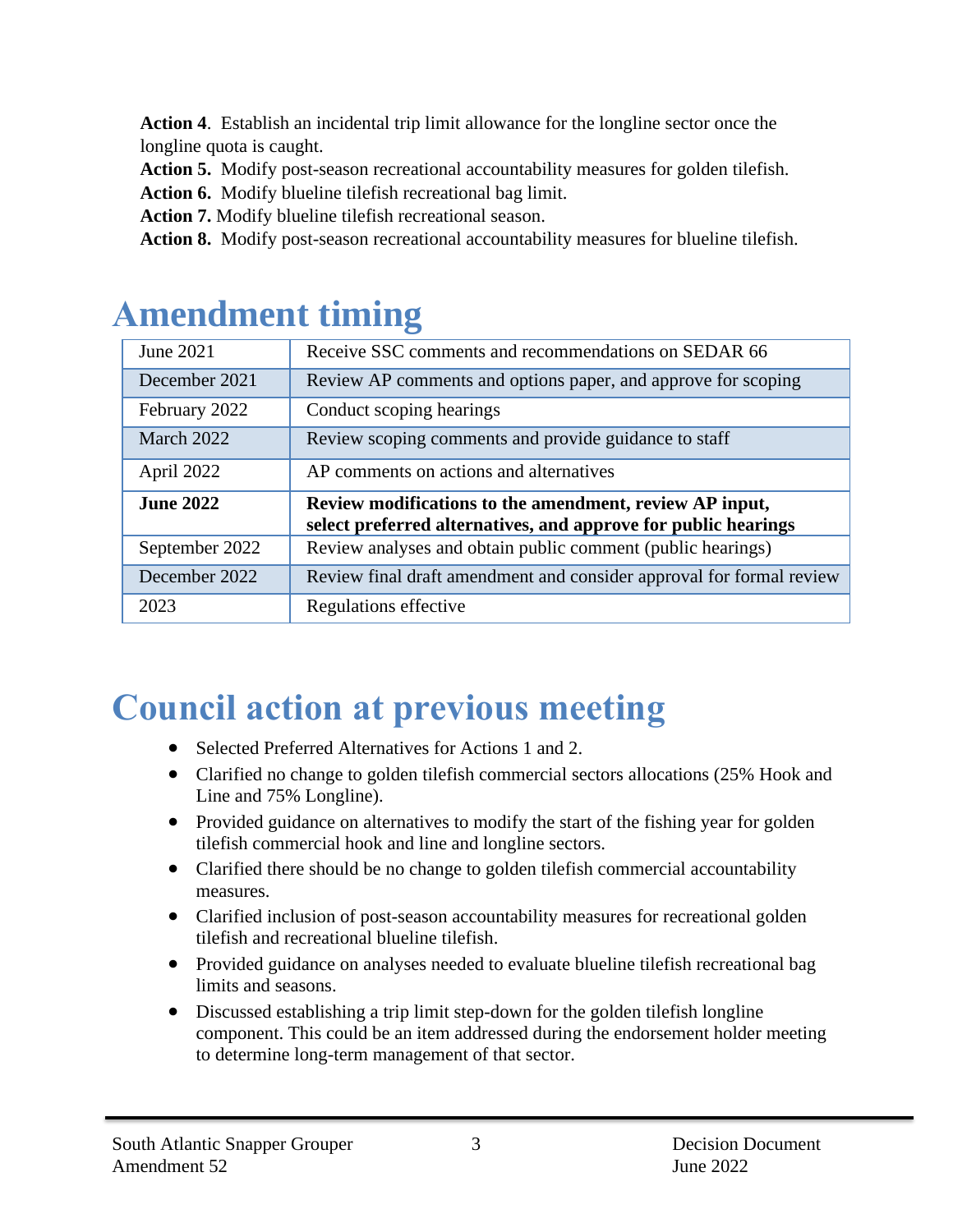**Action 4**. Establish an incidental trip limit allowance for the longline sector once the longline quota is caught.
**Action 5.** Modify post-season recreational accountability measures for golden tilefish.
**Action 6.** Modify blueline tilefish recreational bag limit.
**Action 7.** Modify blueline tilefish recreational season.
**Action 8.** Modify post-season recreational accountability measures for blueline tilefish.

# Amendment timing

| | |
|---|---|
| June 2021 | Receive SSC comments and recommendations on SEDAR 66 |
| December 2021 | Review AP comments and options paper, and approve for scoping |
| February 2022 | Conduct scoping hearings |
| March 2022 | Review scoping comments and provide guidance to staff |
| April 2022 | AP comments on actions and alternatives |
| **June 2022** | **Review modifications to the amendment, review AP input, select preferred alternatives, and approve for public hearings** |
| September 2022 | Review analyses and obtain public comment (public hearings) |
| December 2022 | Review final draft amendment and consider approval for formal review |
| 2023 | Regulations effective |

# Council action at previous meeting

- Selected Preferred Alternatives for Actions 1 and 2.
- Clarified no change to golden tilefish commercial sectors allocations (25% Hook and Line and 75% Longline).
- Provided guidance on alternatives to modify the start of the fishing year for golden tilefish commercial hook and line and longline sectors.
- Clarified there should be no change to golden tilefish commercial accountability measures.
- Clarified inclusion of post-season accountability measures for recreational golden tilefish and recreational blueline tilefish.
- Provided guidance on analyses needed to evaluate blueline tilefish recreational bag limits and seasons.
- Discussed establishing a trip limit step-down for the golden tilefish longline component. This could be an item addressed during the endorsement holder meeting to determine long-term management of that sector.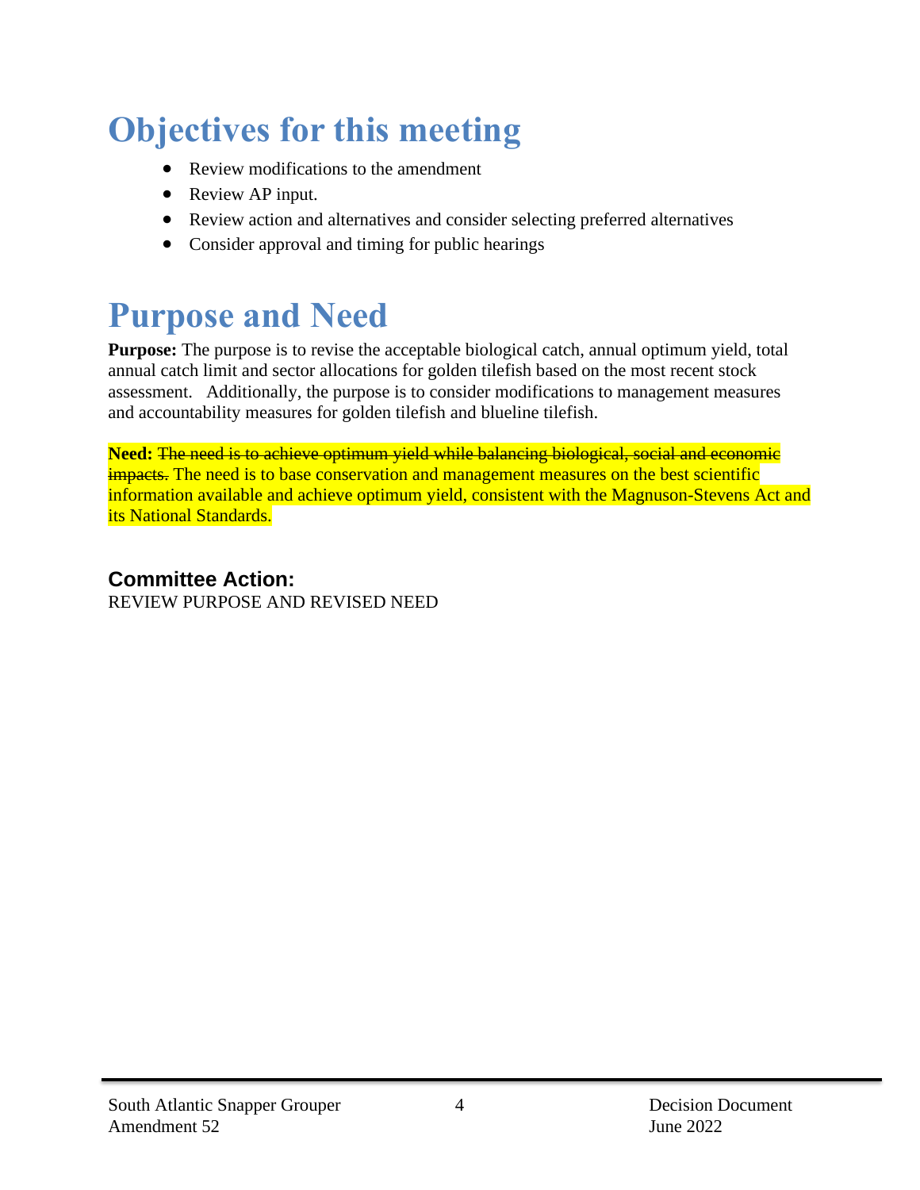# Objectives for this meeting

- Review modifications to the amendment
- Review AP input.
- Review action and alternatives and consider selecting preferred alternatives
- Consider approval and timing for public hearings

# Purpose and Need

**Purpose:** The purpose is to revise the acceptable biological catch, annual optimum yield, total annual catch limit and sector allocations for golden tilefish based on the most recent stock assessment. Additionally, the purpose is to consider modifications to management measures and accountability measures for golden tilefish and blueline tilefish.

**Need:** ~~The need is to achieve optimum yield while balancing biological, social and economic impacts.~~ The need is to base conservation and management measures on the best scientific information available and achieve optimum yield, consistent with the Magnuson-Stevens Act and its National Standards.

### Committee Action:

REVIEW PURPOSE AND REVISED NEED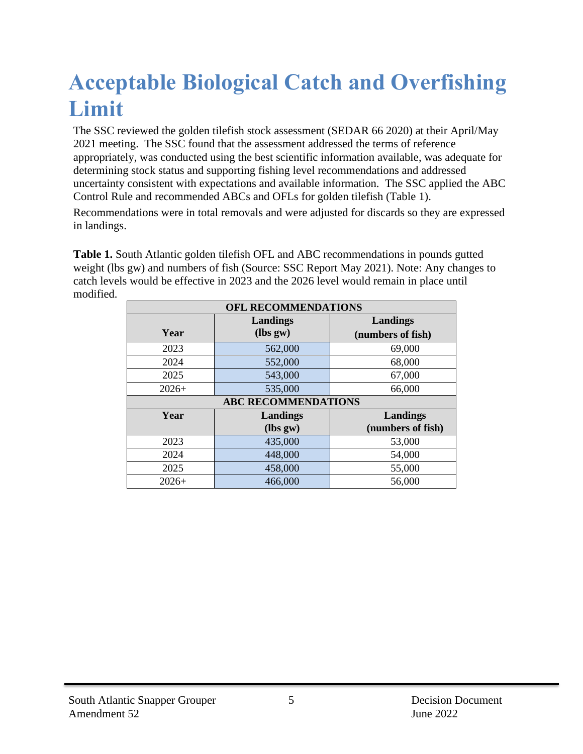# Acceptable Biological Catch and Overfishing Limit

The SSC reviewed the golden tilefish stock assessment (SEDAR 66 2020) at their April/May 2021 meeting. The SSC found that the assessment addressed the terms of reference appropriately, was conducted using the best scientific information available, was adequate for determining stock status and supporting fishing level recommendations and addressed uncertainty consistent with expectations and available information. The SSC applied the ABC Control Rule and recommended ABCs and OFLs for golden tilefish (Table 1).

Recommendations were in total removals and were adjusted for discards so they are expressed in landings.

**Table 1.** South Atlantic golden tilefish OFL and ABC recommendations in pounds gutted weight (lbs gw) and numbers of fish (Source: SSC Report May 2021). Note: Any changes to catch levels would be effective in 2023 and the 2026 level would remain in place until modified.

| OFL RECOMMENDATIONS | | |
|---|---|---|
| **Year** | **Landings (lbs gw)** | **Landings (numbers of fish)** |
| 2023 | 562,000 | 69,000 |
| 2024 | 552,000 | 68,000 |
| 2025 | 543,000 | 67,000 |
| 2026+ | 535,000 | 66,000 |
| **ABC RECOMMENDATIONS** | | |
| **Year** | **Landings (lbs gw)** | **Landings (numbers of fish)** |
| 2023 | 435,000 | 53,000 |
| 2024 | 448,000 | 54,000 |
| 2025 | 458,000 | 55,000 |
| 2026+ | 466,000 | 56,000 |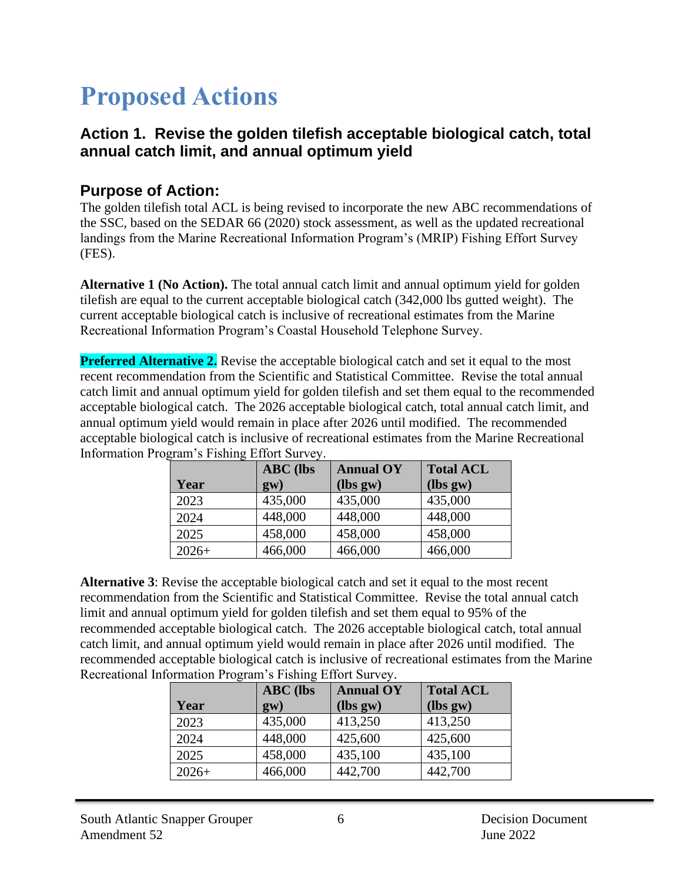# Proposed Actions

## Action 1. Revise the golden tilefish acceptable biological catch, total annual catch limit, and annual optimum yield

### Purpose of Action:

The golden tilefish total ACL is being revised to incorporate the new ABC recommendations of the SSC, based on the SEDAR 66 (2020) stock assessment, as well as the updated recreational landings from the Marine Recreational Information Program's (MRIP) Fishing Effort Survey (FES).

**Alternative 1 (No Action).** The total annual catch limit and annual optimum yield for golden tilefish are equal to the current acceptable biological catch (342,000 lbs gutted weight). The current acceptable biological catch is inclusive of recreational estimates from the Marine Recreational Information Program's Coastal Household Telephone Survey.

**Preferred Alternative 2.** Revise the acceptable biological catch and set it equal to the most recent recommendation from the Scientific and Statistical Committee. Revise the total annual catch limit and annual optimum yield for golden tilefish and set them equal to the recommended acceptable biological catch. The 2026 acceptable biological catch, total annual catch limit, and annual optimum yield would remain in place after 2026 until modified. The recommended acceptable biological catch is inclusive of recreational estimates from the Marine Recreational Information Program's Fishing Effort Survey.

| Year | ABC (lbs gw) | Annual OY (lbs gw) | Total ACL (lbs gw) |
|---|---|---|---|
| 2023 | 435,000 | 435,000 | 435,000 |
| 2024 | 448,000 | 448,000 | 448,000 |
| 2025 | 458,000 | 458,000 | 458,000 |
| 2026+ | 466,000 | 466,000 | 466,000 |

**Alternative 3**: Revise the acceptable biological catch and set it equal to the most recent recommendation from the Scientific and Statistical Committee. Revise the total annual catch limit and annual optimum yield for golden tilefish and set them equal to 95% of the recommended acceptable biological catch. The 2026 acceptable biological catch, total annual catch limit, and annual optimum yield would remain in place after 2026 until modified. The recommended acceptable biological catch is inclusive of recreational estimates from the Marine Recreational Information Program's Fishing Effort Survey.

| Year | ABC (lbs gw) | Annual OY (lbs gw) | Total ACL (lbs gw) |
|---|---|---|---|
| 2023 | 435,000 | 413,250 | 413,250 |
| 2024 | 448,000 | 425,600 | 425,600 |
| 2025 | 458,000 | 435,100 | 435,100 |
| 2026+ | 466,000 | 442,700 | 442,700 |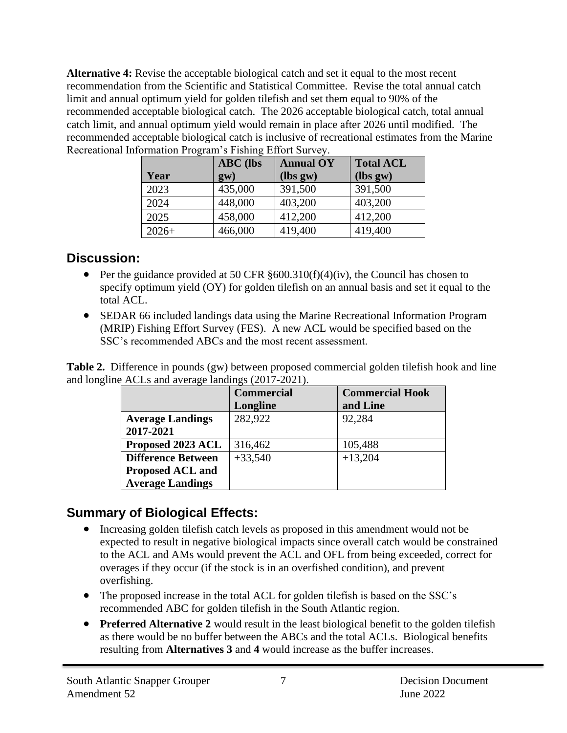**Alternative 4:** Revise the acceptable biological catch and set it equal to the most recent recommendation from the Scientific and Statistical Committee. Revise the total annual catch limit and annual optimum yield for golden tilefish and set them equal to 90% of the recommended acceptable biological catch. The 2026 acceptable biological catch, total annual catch limit, and annual optimum yield would remain in place after 2026 until modified. The recommended acceptable biological catch is inclusive of recreational estimates from the Marine Recreational Information Program's Fishing Effort Survey.

| Year | ABC (lbs gw) | Annual OY (lbs gw) | Total ACL (lbs gw) |
|---|---|---|---|
| 2023 | 435,000 | 391,500 | 391,500 |
| 2024 | 448,000 | 403,200 | 403,200 |
| 2025 | 458,000 | 412,200 | 412,200 |
| 2026+ | 466,000 | 419,400 | 419,400 |

## Discussion:

- Per the guidance provided at 50 CFR §600.310(f)(4)(iv), the Council has chosen to specify optimum yield (OY) for golden tilefish on an annual basis and set it equal to the total ACL.
- SEDAR 66 included landings data using the Marine Recreational Information Program (MRIP) Fishing Effort Survey (FES). A new ACL would be specified based on the SSC's recommended ABCs and the most recent assessment.

**Table 2.** Difference in pounds (gw) between proposed commercial golden tilefish hook and line and longline ACLs and average landings (2017-2021).

| | Commercial Longline | Commercial Hook and Line |
|---|---|---|
| **Average Landings 2017-2021** | 282,922 | 92,284 |
| **Proposed 2023 ACL** | 316,462 | 105,488 |
| **Difference Between Proposed ACL and Average Landings** | +33,540 | +13,204 |

## Summary of Biological Effects:

- Increasing golden tilefish catch levels as proposed in this amendment would not be expected to result in negative biological impacts since overall catch would be constrained to the ACL and AMs would prevent the ACL and OFL from being exceeded, correct for overages if they occur (if the stock is in an overfished condition), and prevent overfishing.
- The proposed increase in the total ACL for golden tilefish is based on the SSC's recommended ABC for golden tilefish in the South Atlantic region.
- **Preferred Alternative 2** would result in the least biological benefit to the golden tilefish as there would be no buffer between the ABCs and the total ACLs. Biological benefits resulting from **Alternatives 3** and **4** would increase as the buffer increases.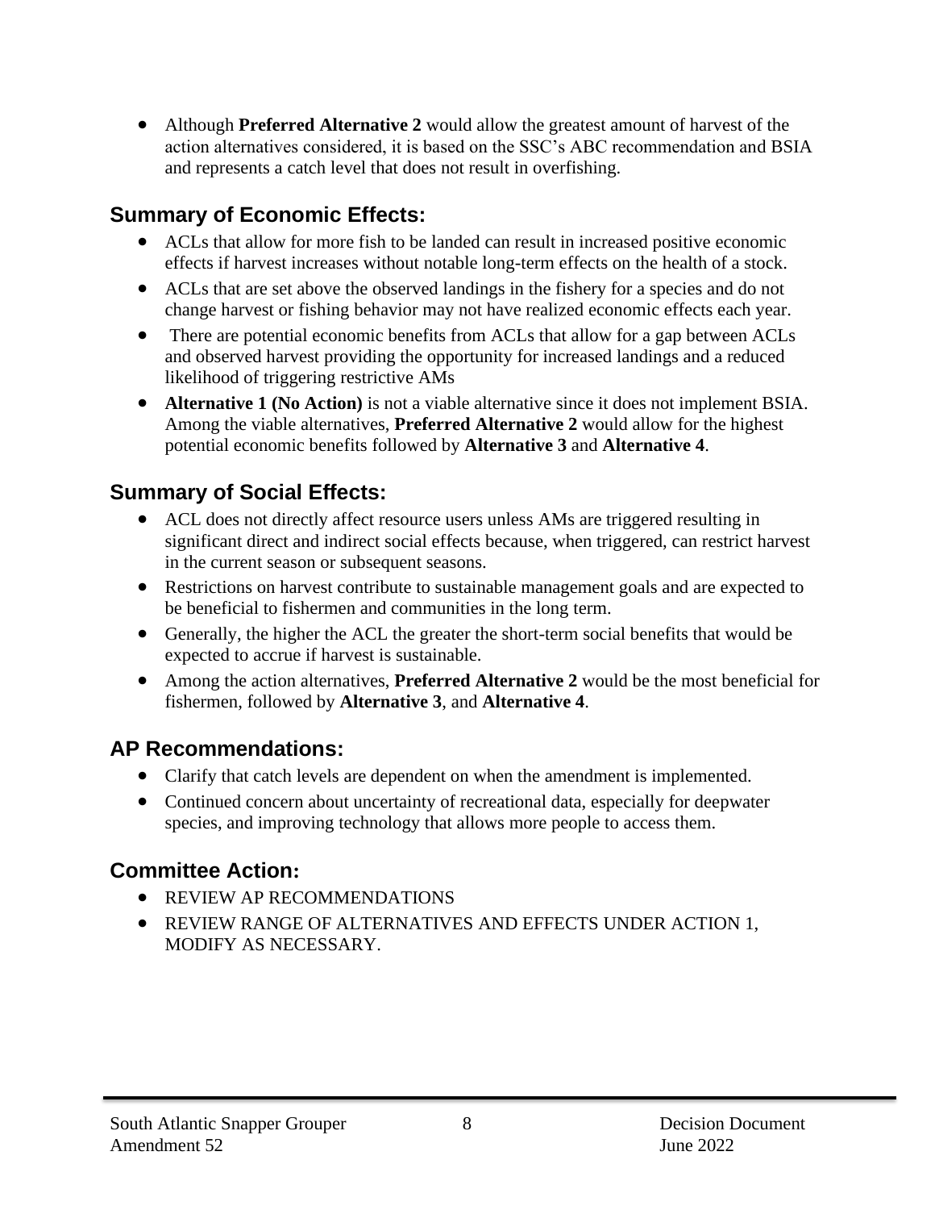- Although **Preferred Alternative 2** would allow the greatest amount of harvest of the action alternatives considered, it is based on the SSC's ABC recommendation and BSIA and represents a catch level that does not result in overfishing.

## Summary of Economic Effects:

- ACLs that allow for more fish to be landed can result in increased positive economic effects if harvest increases without notable long-term effects on the health of a stock.
- ACLs that are set above the observed landings in the fishery for a species and do not change harvest or fishing behavior may not have realized economic effects each year.
- There are potential economic benefits from ACLs that allow for a gap between ACLs and observed harvest providing the opportunity for increased landings and a reduced likelihood of triggering restrictive AMs
- **Alternative 1 (No Action)** is not a viable alternative since it does not implement BSIA. Among the viable alternatives, **Preferred Alternative 2** would allow for the highest potential economic benefits followed by **Alternative 3** and **Alternative 4**.

## Summary of Social Effects:

- ACL does not directly affect resource users unless AMs are triggered resulting in significant direct and indirect social effects because, when triggered, can restrict harvest in the current season or subsequent seasons.
- Restrictions on harvest contribute to sustainable management goals and are expected to be beneficial to fishermen and communities in the long term.
- Generally, the higher the ACL the greater the short-term social benefits that would be expected to accrue if harvest is sustainable.
- Among the action alternatives, **Preferred Alternative 2** would be the most beneficial for fishermen, followed by **Alternative 3**, and **Alternative 4**.

## AP Recommendations:

- Clarify that catch levels are dependent on when the amendment is implemented.
- Continued concern about uncertainty of recreational data, especially for deepwater species, and improving technology that allows more people to access them.

## Committee Action:

- REVIEW AP RECOMMENDATIONS
- REVIEW RANGE OF ALTERNATIVES AND EFFECTS UNDER ACTION 1, MODIFY AS NECESSARY.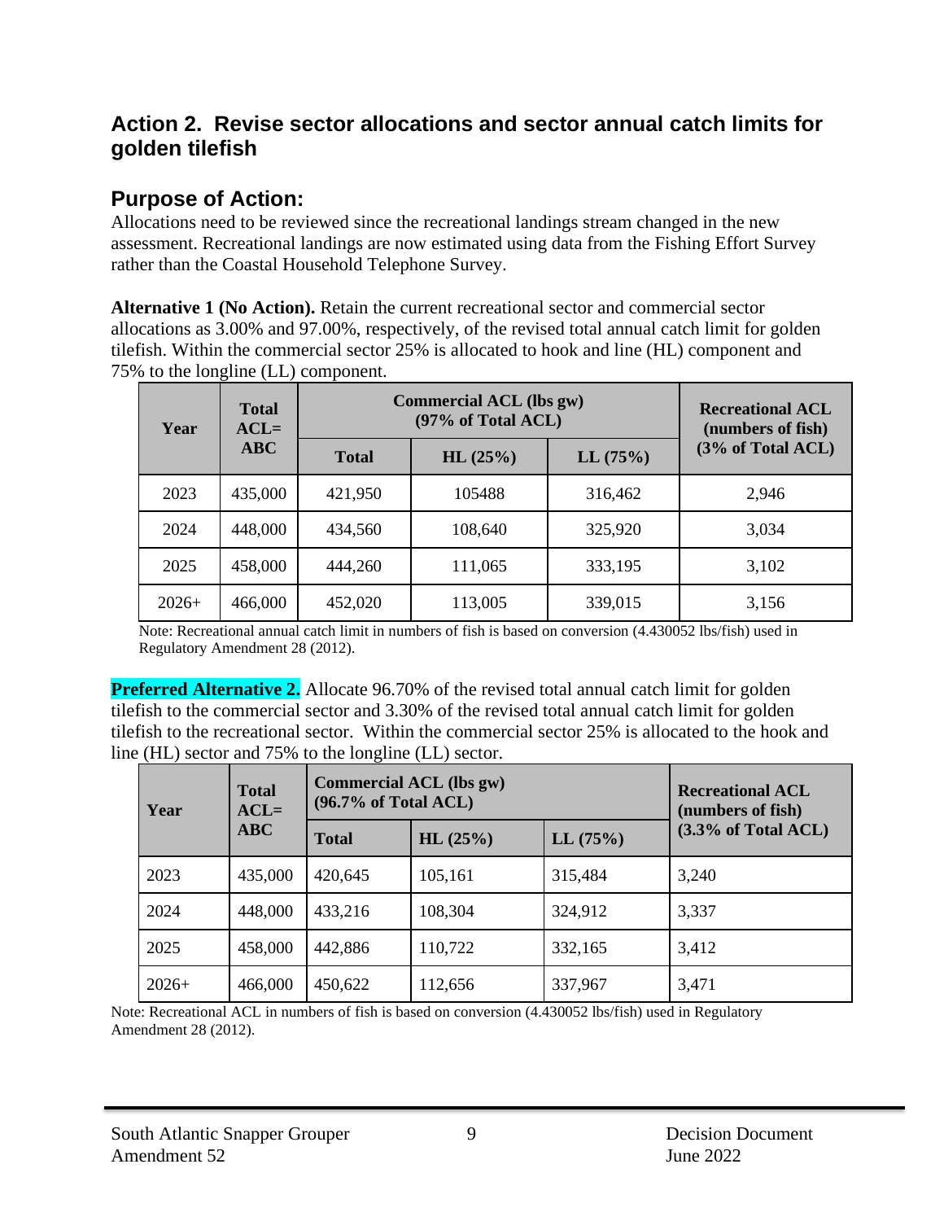## Action 2. Revise sector allocations and sector annual catch limits for golden tilefish

## Purpose of Action:

Allocations need to be reviewed since the recreational landings stream changed in the new assessment. Recreational landings are now estimated using data from the Fishing Effort Survey rather than the Coastal Household Telephone Survey.

**Alternative 1 (No Action).** Retain the current recreational sector and commercial sector allocations as 3.00% and 97.00%, respectively, of the revised total annual catch limit for golden tilefish. Within the commercial sector 25% is allocated to hook and line (HL) component and 75% to the longline (LL) component.

| Year | Total ACL= ABC | Commercial ACL (lbs gw) (97% of Total ACL) | | | Recreational ACL (numbers of fish) (3% of Total ACL) |
|---|---|---|---|---|---|
| | | Total | HL (25%) | LL (75%) | |
| 2023 | 435,000 | 421,950 | 105488 | 316,462 | 2,946 |
| 2024 | 448,000 | 434,560 | 108,640 | 325,920 | 3,034 |
| 2025 | 458,000 | 444,260 | 111,065 | 333,195 | 3,102 |
| 2026+ | 466,000 | 452,020 | 113,005 | 339,015 | 3,156 |

Note: Recreational annual catch limit in numbers of fish is based on conversion (4.430052 lbs/fish) used in Regulatory Amendment 28 (2012).

**Preferred Alternative 2.** Allocate 96.70% of the revised total annual catch limit for golden tilefish to the commercial sector and 3.30% of the revised total annual catch limit for golden tilefish to the recreational sector. Within the commercial sector 25% is allocated to the hook and line (HL) sector and 75% to the longline (LL) sector.

| Year | Total ACL= ABC | Commercial ACL (lbs gw) (96.7% of Total ACL) | | | Recreational ACL (numbers of fish) (3.3% of Total ACL) |
|---|---|---|---|---|---|
| | | Total | HL (25%) | LL (75%) | |
| 2023 | 435,000 | 420,645 | 105,161 | 315,484 | 3,240 |
| 2024 | 448,000 | 433,216 | 108,304 | 324,912 | 3,337 |
| 2025 | 458,000 | 442,886 | 110,722 | 332,165 | 3,412 |
| 2026+ | 466,000 | 450,622 | 112,656 | 337,967 | 3,471 |

Note: Recreational ACL in numbers of fish is based on conversion (4.430052 lbs/fish) used in Regulatory Amendment 28 (2012).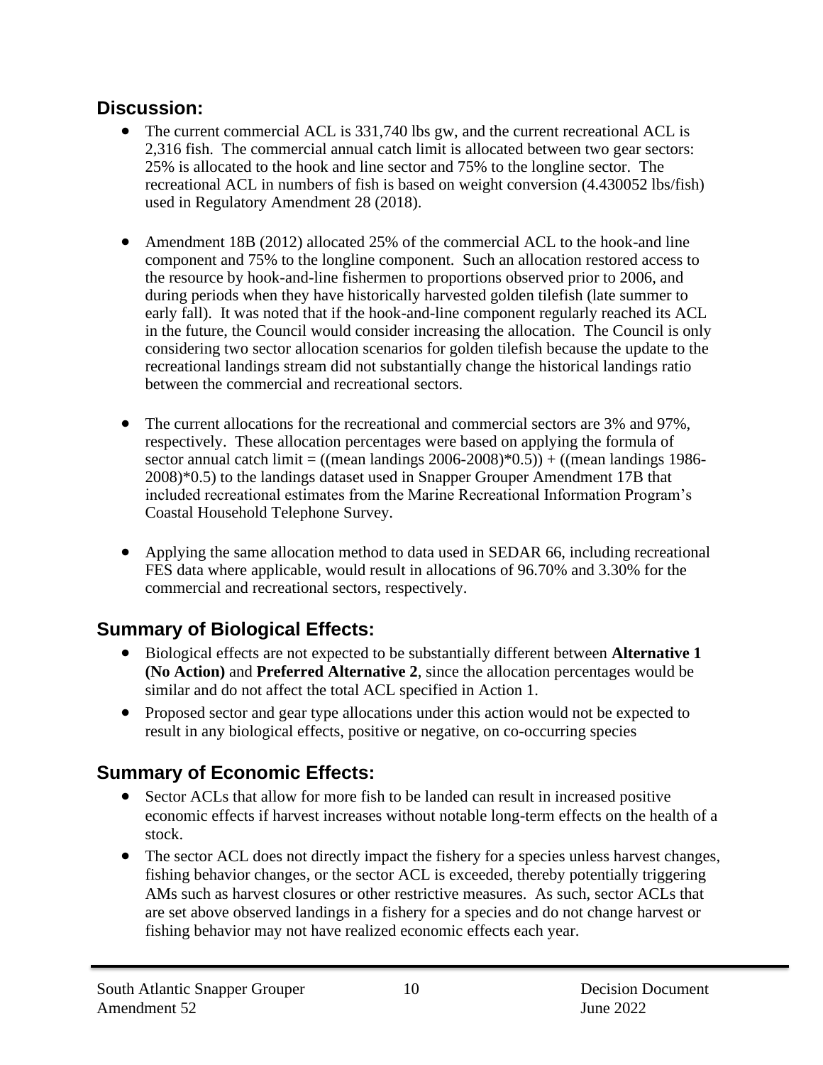## Discussion:

- The current commercial ACL is 331,740 lbs gw, and the current recreational ACL is 2,316 fish. The commercial annual catch limit is allocated between two gear sectors: 25% is allocated to the hook and line sector and 75% to the longline sector. The recreational ACL in numbers of fish is based on weight conversion (4.430052 lbs/fish) used in Regulatory Amendment 28 (2018).

- Amendment 18B (2012) allocated 25% of the commercial ACL to the hook-and line component and 75% to the longline component. Such an allocation restored access to the resource by hook-and-line fishermen to proportions observed prior to 2006, and during periods when they have historically harvested golden tilefish (late summer to early fall). It was noted that if the hook-and-line component regularly reached its ACL in the future, the Council would consider increasing the allocation. The Council is only considering two sector allocation scenarios for golden tilefish because the update to the recreational landings stream did not substantially change the historical landings ratio between the commercial and recreational sectors.

- The current allocations for the recreational and commercial sectors are 3% and 97%, respectively. These allocation percentages were based on applying the formula of sector annual catch limit = ((mean landings 2006-2008)*0.5)) + ((mean landings 1986-2008)*0.5) to the landings dataset used in Snapper Grouper Amendment 17B that included recreational estimates from the Marine Recreational Information Program's Coastal Household Telephone Survey.

- Applying the same allocation method to data used in SEDAR 66, including recreational FES data where applicable, would result in allocations of 96.70% and 3.30% for the commercial and recreational sectors, respectively.

## Summary of Biological Effects:

- Biological effects are not expected to be substantially different between **Alternative 1 (No Action)** and **Preferred Alternative 2**, since the allocation percentages would be similar and do not affect the total ACL specified in Action 1.
- Proposed sector and gear type allocations under this action would not be expected to result in any biological effects, positive or negative, on co-occurring species

## Summary of Economic Effects:

- Sector ACLs that allow for more fish to be landed can result in increased positive economic effects if harvest increases without notable long-term effects on the health of a stock.
- The sector ACL does not directly impact the fishery for a species unless harvest changes, fishing behavior changes, or the sector ACL is exceeded, thereby potentially triggering AMs such as harvest closures or other restrictive measures. As such, sector ACLs that are set above observed landings in a fishery for a species and do not change harvest or fishing behavior may not have realized economic effects each year.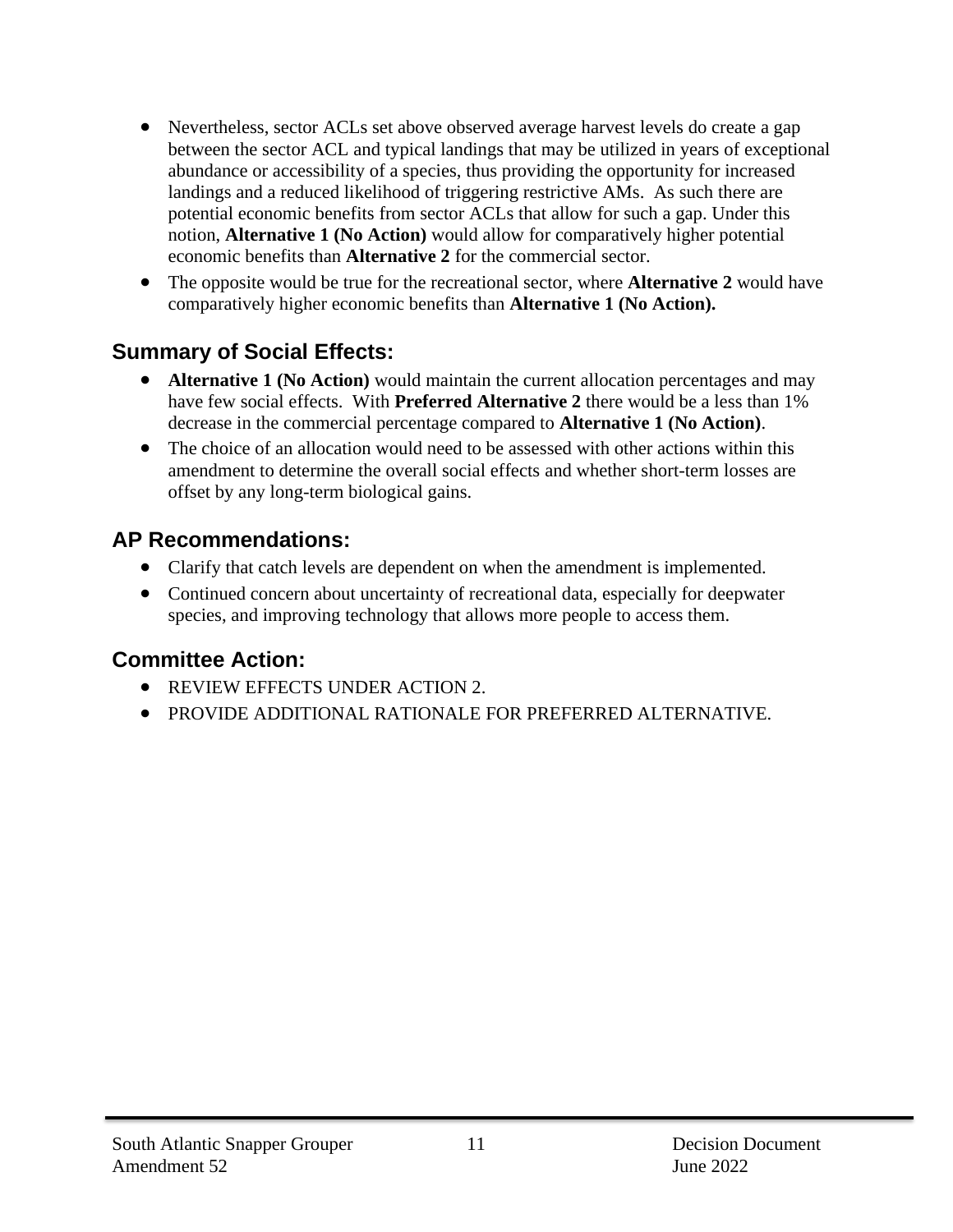- Nevertheless, sector ACLs set above observed average harvest levels do create a gap between the sector ACL and typical landings that may be utilized in years of exceptional abundance or accessibility of a species, thus providing the opportunity for increased landings and a reduced likelihood of triggering restrictive AMs. As such there are potential economic benefits from sector ACLs that allow for such a gap. Under this notion, **Alternative 1 (No Action)** would allow for comparatively higher potential economic benefits than **Alternative 2** for the commercial sector.
- The opposite would be true for the recreational sector, where **Alternative 2** would have comparatively higher economic benefits than **Alternative 1 (No Action).**

## Summary of Social Effects:

- **Alternative 1 (No Action)** would maintain the current allocation percentages and may have few social effects. With **Preferred Alternative 2** there would be a less than 1% decrease in the commercial percentage compared to **Alternative 1 (No Action)**.
- The choice of an allocation would need to be assessed with other actions within this amendment to determine the overall social effects and whether short-term losses are offset by any long-term biological gains.

## AP Recommendations:

- Clarify that catch levels are dependent on when the amendment is implemented.
- Continued concern about uncertainty of recreational data, especially for deepwater species, and improving technology that allows more people to access them.

## Committee Action:

- REVIEW EFFECTS UNDER ACTION 2.
- PROVIDE ADDITIONAL RATIONALE FOR PREFERRED ALTERNATIVE.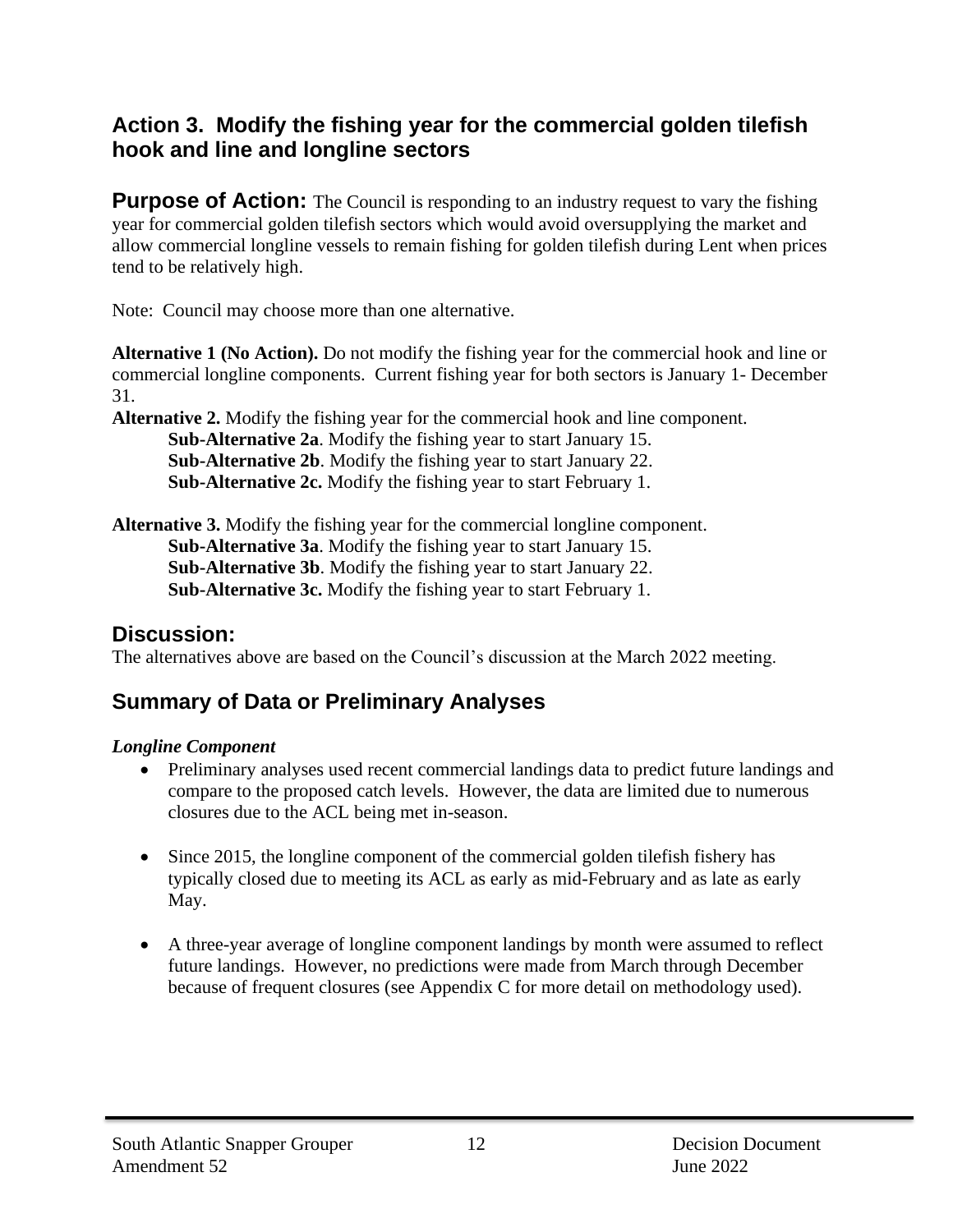## Action 3. Modify the fishing year for the commercial golden tilefish hook and line and longline sectors

**Purpose of Action:** The Council is responding to an industry request to vary the fishing year for commercial golden tilefish sectors which would avoid oversupplying the market and allow commercial longline vessels to remain fishing for golden tilefish during Lent when prices tend to be relatively high.

Note: Council may choose more than one alternative.

**Alternative 1 (No Action).** Do not modify the fishing year for the commercial hook and line or commercial longline components. Current fishing year for both sectors is January 1- December 31.

**Alternative 2.** Modify the fishing year for the commercial hook and line component.

- **Sub-Alternative 2a**. Modify the fishing year to start January 15.
- **Sub-Alternative 2b**. Modify the fishing year to start January 22.
- **Sub-Alternative 2c.** Modify the fishing year to start February 1.

**Alternative 3.** Modify the fishing year for the commercial longline component.

- **Sub-Alternative 3a**. Modify the fishing year to start January 15.
- **Sub-Alternative 3b**. Modify the fishing year to start January 22.
- **Sub-Alternative 3c.** Modify the fishing year to start February 1.

### Discussion:

The alternatives above are based on the Council's discussion at the March 2022 meeting.

### Summary of Data or Preliminary Analyses

***Longline Component***

- Preliminary analyses used recent commercial landings data to predict future landings and compare to the proposed catch levels. However, the data are limited due to numerous closures due to the ACL being met in-season.
- Since 2015, the longline component of the commercial golden tilefish fishery has typically closed due to meeting its ACL as early as mid-February and as late as early May.
- A three-year average of longline component landings by month were assumed to reflect future landings. However, no predictions were made from March through December because of frequent closures (see Appendix C for more detail on methodology used).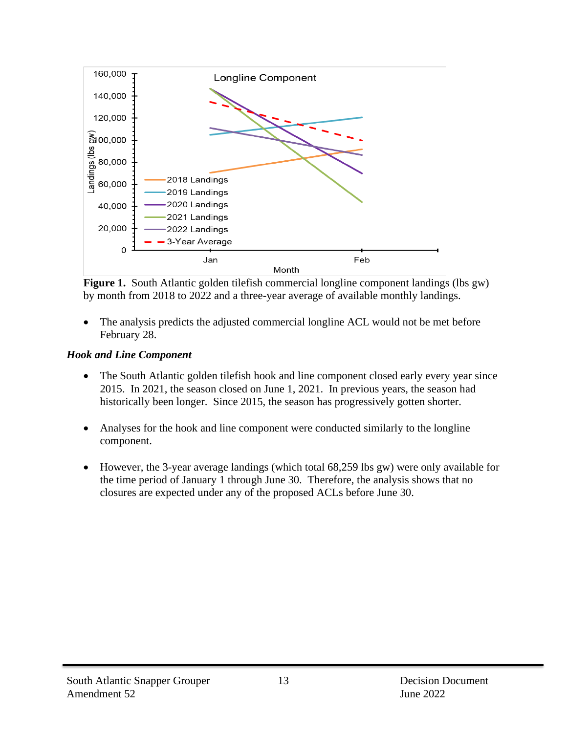**Figure 1.** South Atlantic golden tilefish commercial longline component landings (lbs gw) by month from 2018 to 2022 and a three-year average of available monthly landings.

- The analysis predicts the adjusted commercial longline ACL would not be met before February 28.

***Hook and Line Component***

- The South Atlantic golden tilefish hook and line component closed early every year since 2015. In 2021, the season closed on June 1, 2021. In previous years, the season had historically been longer. Since 2015, the season has progressively gotten shorter.

- Analyses for the hook and line component were conducted similarly to the longline component.

- However, the 3-year average landings (which total 68,259 lbs gw) were only available for the time period of January 1 through June 30. Therefore, the analysis shows that no closures are expected under any of the proposed ACLs before June 30.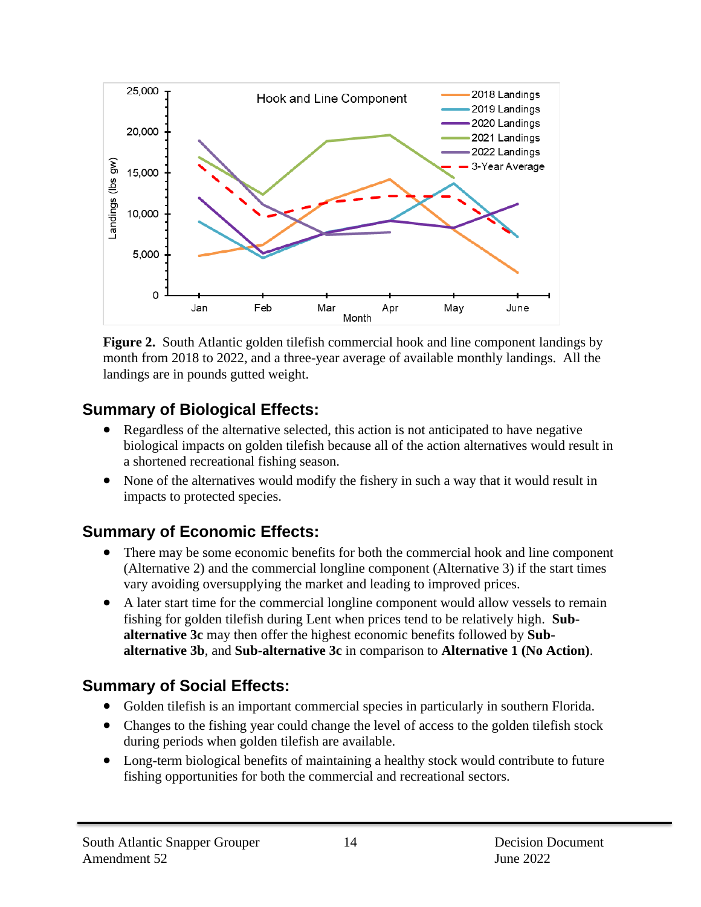**Figure 2.** South Atlantic golden tilefish commercial hook and line component landings by month from 2018 to 2022, and a three-year average of available monthly landings. All the landings are in pounds gutted weight.

## Summary of Biological Effects:

- Regardless of the alternative selected, this action is not anticipated to have negative biological impacts on golden tilefish because all of the action alternatives would result in a shortened recreational fishing season.
- None of the alternatives would modify the fishery in such a way that it would result in impacts to protected species.

## Summary of Economic Effects:

- There may be some economic benefits for both the commercial hook and line component (Alternative 2) and the commercial longline component (Alternative 3) if the start times vary avoiding oversupplying the market and leading to improved prices.
- A later start time for the commercial longline component would allow vessels to remain fishing for golden tilefish during Lent when prices tend to be relatively high. **Sub-alternative 3c** may then offer the highest economic benefits followed by **Sub-alternative 3b**, and **Sub-alternative 3c** in comparison to **Alternative 1 (No Action)**.

## Summary of Social Effects:

- Golden tilefish is an important commercial species in particularly in southern Florida.
- Changes to the fishing year could change the level of access to the golden tilefish stock during periods when golden tilefish are available.
- Long-term biological benefits of maintaining a healthy stock would contribute to future fishing opportunities for both the commercial and recreational sectors.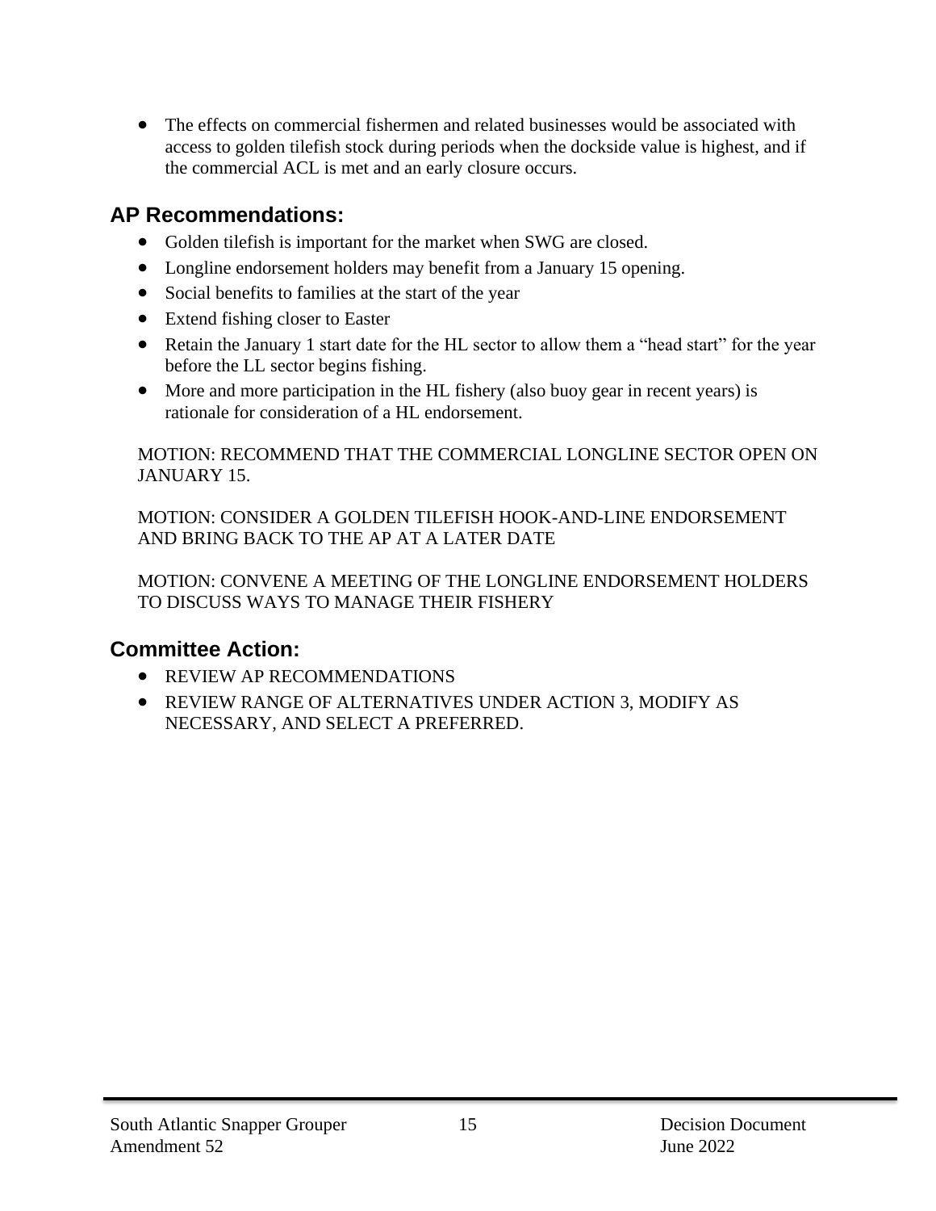- The effects on commercial fishermen and related businesses would be associated with access to golden tilefish stock during periods when the dockside value is highest, and if the commercial ACL is met and an early closure occurs.

## AP Recommendations:

- Golden tilefish is important for the market when SWG are closed.
- Longline endorsement holders may benefit from a January 15 opening.
- Social benefits to families at the start of the year
- Extend fishing closer to Easter
- Retain the January 1 start date for the HL sector to allow them a "head start" for the year before the LL sector begins fishing.
- More and more participation in the HL fishery (also buoy gear in recent years) is rationale for consideration of a HL endorsement.

MOTION: RECOMMEND THAT THE COMMERCIAL LONGLINE SECTOR OPEN ON JANUARY 15.

MOTION: CONSIDER A GOLDEN TILEFISH HOOK-AND-LINE ENDORSEMENT AND BRING BACK TO THE AP AT A LATER DATE

MOTION: CONVENE A MEETING OF THE LONGLINE ENDORSEMENT HOLDERS TO DISCUSS WAYS TO MANAGE THEIR FISHERY

## Committee Action:

- REVIEW AP RECOMMENDATIONS
- REVIEW RANGE OF ALTERNATIVES UNDER ACTION 3, MODIFY AS NECESSARY, AND SELECT A PREFERRED.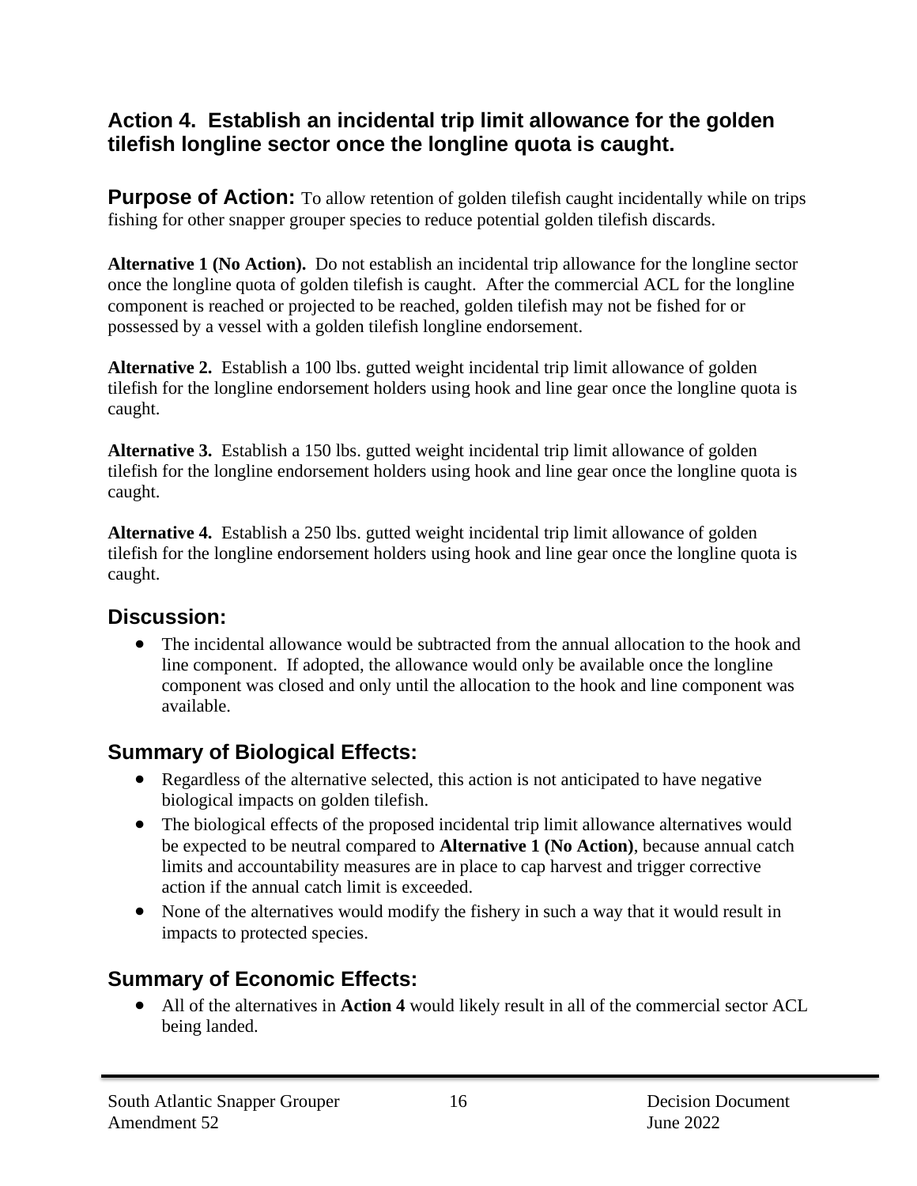## Action 4. Establish an incidental trip limit allowance for the golden tilefish longline sector once the longline quota is caught.

**Purpose of Action:** To allow retention of golden tilefish caught incidentally while on trips fishing for other snapper grouper species to reduce potential golden tilefish discards.

**Alternative 1 (No Action).** Do not establish an incidental trip allowance for the longline sector once the longline quota of golden tilefish is caught. After the commercial ACL for the longline component is reached or projected to be reached, golden tilefish may not be fished for or possessed by a vessel with a golden tilefish longline endorsement.

**Alternative 2.** Establish a 100 lbs. gutted weight incidental trip limit allowance of golden tilefish for the longline endorsement holders using hook and line gear once the longline quota is caught.

**Alternative 3.** Establish a 150 lbs. gutted weight incidental trip limit allowance of golden tilefish for the longline endorsement holders using hook and line gear once the longline quota is caught.

**Alternative 4.** Establish a 250 lbs. gutted weight incidental trip limit allowance of golden tilefish for the longline endorsement holders using hook and line gear once the longline quota is caught.

### Discussion:

- The incidental allowance would be subtracted from the annual allocation to the hook and line component. If adopted, the allowance would only be available once the longline component was closed and only until the allocation to the hook and line component was available.

### Summary of Biological Effects:

- Regardless of the alternative selected, this action is not anticipated to have negative biological impacts on golden tilefish.
- The biological effects of the proposed incidental trip limit allowance alternatives would be expected to be neutral compared to **Alternative 1 (No Action)**, because annual catch limits and accountability measures are in place to cap harvest and trigger corrective action if the annual catch limit is exceeded.
- None of the alternatives would modify the fishery in such a way that it would result in impacts to protected species.

### Summary of Economic Effects:

- All of the alternatives in **Action 4** would likely result in all of the commercial sector ACL being landed.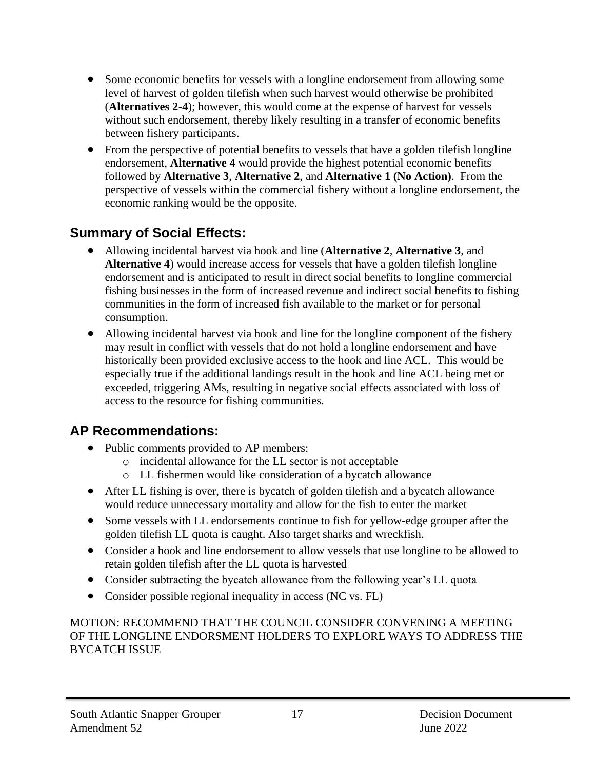- Some economic benefits for vessels with a longline endorsement from allowing some level of harvest of golden tilefish when such harvest would otherwise be prohibited (**Alternatives 2-4**); however, this would come at the expense of harvest for vessels without such endorsement, thereby likely resulting in a transfer of economic benefits between fishery participants.
- From the perspective of potential benefits to vessels that have a golden tilefish longline endorsement, **Alternative 4** would provide the highest potential economic benefits followed by **Alternative 3**, **Alternative 2**, and **Alternative 1 (No Action)**. From the perspective of vessels within the commercial fishery without a longline endorsement, the economic ranking would be the opposite.

## Summary of Social Effects:

- Allowing incidental harvest via hook and line (**Alternative 2**, **Alternative 3**, and **Alternative 4**) would increase access for vessels that have a golden tilefish longline endorsement and is anticipated to result in direct social benefits to longline commercial fishing businesses in the form of increased revenue and indirect social benefits to fishing communities in the form of increased fish available to the market or for personal consumption.
- Allowing incidental harvest via hook and line for the longline component of the fishery may result in conflict with vessels that do not hold a longline endorsement and have historically been provided exclusive access to the hook and line ACL. This would be especially true if the additional landings result in the hook and line ACL being met or exceeded, triggering AMs, resulting in negative social effects associated with loss of access to the resource for fishing communities.

## AP Recommendations:

- Public comments provided to AP members:
  - incidental allowance for the LL sector is not acceptable
  - LL fishermen would like consideration of a bycatch allowance
- After LL fishing is over, there is bycatch of golden tilefish and a bycatch allowance would reduce unnecessary mortality and allow for the fish to enter the market
- Some vessels with LL endorsements continue to fish for yellow-edge grouper after the golden tilefish LL quota is caught. Also target sharks and wreckfish.
- Consider a hook and line endorsement to allow vessels that use longline to be allowed to retain golden tilefish after the LL quota is harvested
- Consider subtracting the bycatch allowance from the following year's LL quota
- Consider possible regional inequality in access (NC vs. FL)

MOTION: RECOMMEND THAT THE COUNCIL CONSIDER CONVENING A MEETING OF THE LONGLINE ENDORSMENT HOLDERS TO EXPLORE WAYS TO ADDRESS THE BYCATCH ISSUE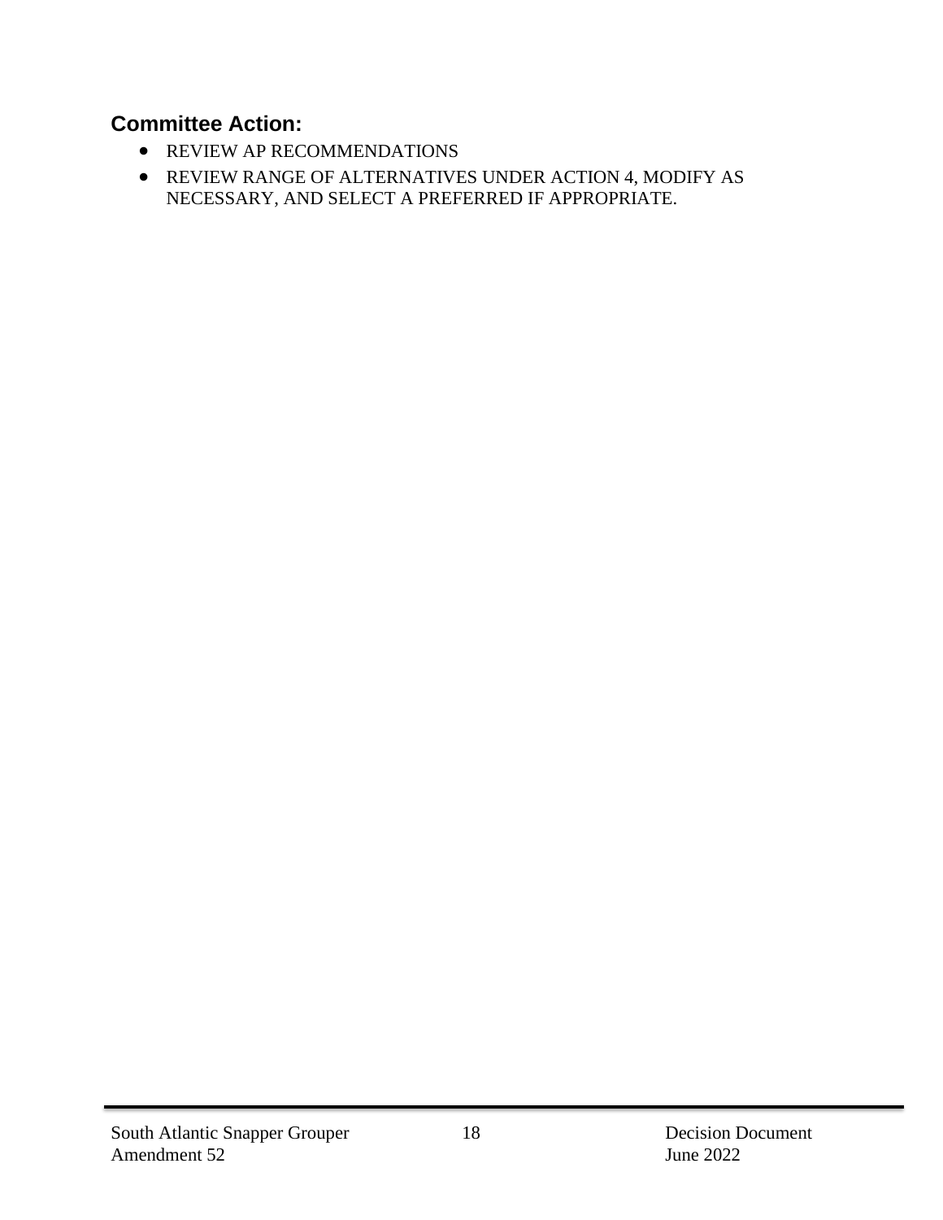**Committee Action:**

- REVIEW AP RECOMMENDATIONS
- REVIEW RANGE OF ALTERNATIVES UNDER ACTION 4, MODIFY AS NECESSARY, AND SELECT A PREFERRED IF APPROPRIATE.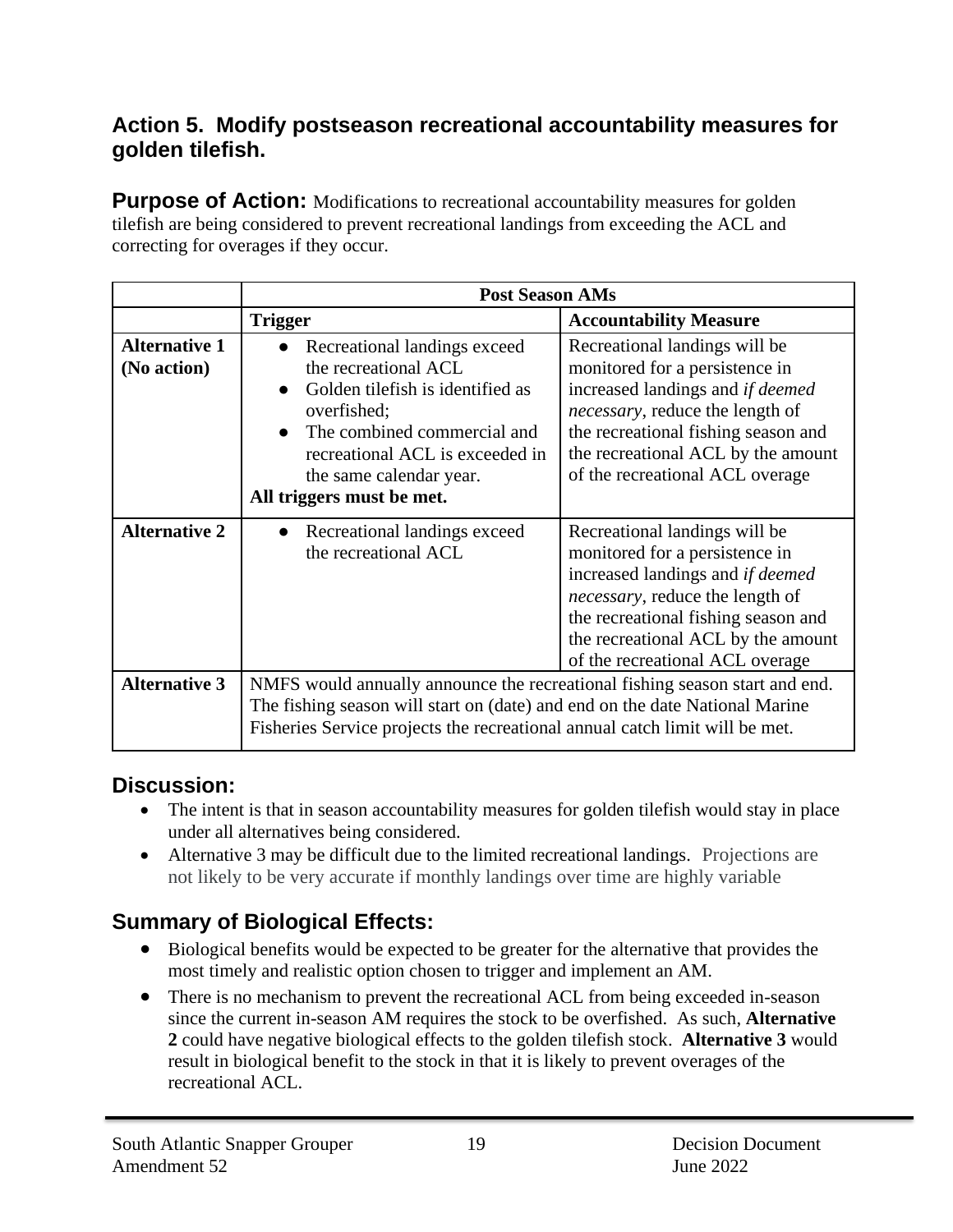## Action 5. Modify postseason recreational accountability measures for golden tilefish.

**Purpose of Action:** Modifications to recreational accountability measures for golden tilefish are being considered to prevent recreational landings from exceeding the ACL and correcting for overages if they occur.

| | Post Season AMs | |
|---|---|---|
| | **Trigger** | **Accountability Measure** |
| **Alternative 1 (No action)** | • Recreational landings exceed the recreational ACL<br>• Golden tilefish is identified as overfished;<br>• The combined commercial and recreational ACL is exceeded in the same calendar year.<br>**All triggers must be met.** | Recreational landings will be monitored for a persistence in increased landings and *if deemed necessary*, reduce the length of the recreational fishing season and the recreational ACL by the amount of the recreational ACL overage |
| **Alternative 2** | • Recreational landings exceed the recreational ACL | Recreational landings will be monitored for a persistence in increased landings and *if deemed necessary*, reduce the length of the recreational fishing season and the recreational ACL by the amount of the recreational ACL overage |
| **Alternative 3** | NMFS would annually announce the recreational fishing season start and end. The fishing season will start on (date) and end on the date National Marine Fisheries Service projects the recreational annual catch limit will be met. | |

### Discussion:

- The intent is that in season accountability measures for golden tilefish would stay in place under all alternatives being considered.
- Alternative 3 may be difficult due to the limited recreational landings. Projections are not likely to be very accurate if monthly landings over time are highly variable

### Summary of Biological Effects:

- Biological benefits would be expected to be greater for the alternative that provides the most timely and realistic option chosen to trigger and implement an AM.
- There is no mechanism to prevent the recreational ACL from being exceeded in-season since the current in-season AM requires the stock to be overfished. As such, **Alternative 2** could have negative biological effects to the golden tilefish stock. **Alternative 3** would result in biological benefit to the stock in that it is likely to prevent overages of the recreational ACL.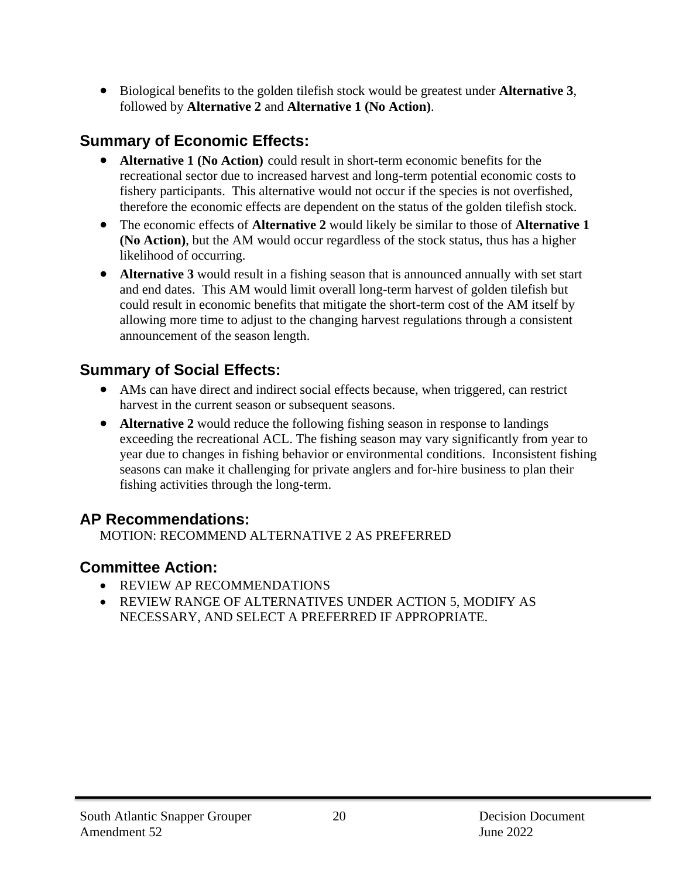- Biological benefits to the golden tilefish stock would be greatest under **Alternative 3**, followed by **Alternative 2** and **Alternative 1 (No Action)**.

## Summary of Economic Effects:

- **Alternative 1 (No Action)** could result in short-term economic benefits for the recreational sector due to increased harvest and long-term potential economic costs to fishery participants. This alternative would not occur if the species is not overfished, therefore the economic effects are dependent on the status of the golden tilefish stock.
- The economic effects of **Alternative 2** would likely be similar to those of **Alternative 1 (No Action)**, but the AM would occur regardless of the stock status, thus has a higher likelihood of occurring.
- **Alternative 3** would result in a fishing season that is announced annually with set start and end dates. This AM would limit overall long-term harvest of golden tilefish but could result in economic benefits that mitigate the short-term cost of the AM itself by allowing more time to adjust to the changing harvest regulations through a consistent announcement of the season length.

## Summary of Social Effects:

- AMs can have direct and indirect social effects because, when triggered, can restrict harvest in the current season or subsequent seasons.
- **Alternative 2** would reduce the following fishing season in response to landings exceeding the recreational ACL. The fishing season may vary significantly from year to year due to changes in fishing behavior or environmental conditions. Inconsistent fishing seasons can make it challenging for private anglers and for-hire business to plan their fishing activities through the long-term.

## AP Recommendations:

MOTION: RECOMMEND ALTERNATIVE 2 AS PREFERRED

## Committee Action:

- REVIEW AP RECOMMENDATIONS
- REVIEW RANGE OF ALTERNATIVES UNDER ACTION 5, MODIFY AS NECESSARY, AND SELECT A PREFERRED IF APPROPRIATE.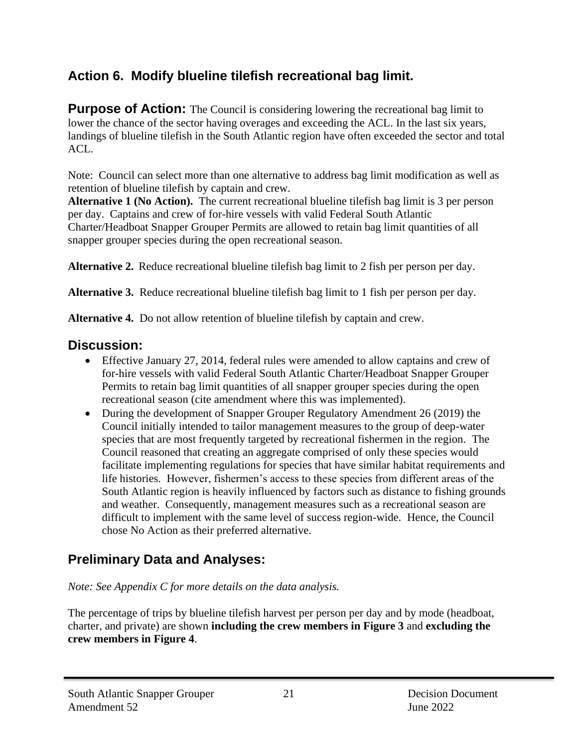## Action 6. Modify blueline tilefish recreational bag limit.

**Purpose of Action:** The Council is considering lowering the recreational bag limit to lower the chance of the sector having overages and exceeding the ACL. In the last six years, landings of blueline tilefish in the South Atlantic region have often exceeded the sector and total ACL.

Note: Council can select more than one alternative to address bag limit modification as well as retention of blueline tilefish by captain and crew.

**Alternative 1 (No Action).** The current recreational blueline tilefish bag limit is 3 per person per day. Captains and crew of for-hire vessels with valid Federal South Atlantic Charter/Headboat Snapper Grouper Permits are allowed to retain bag limit quantities of all snapper grouper species during the open recreational season.

**Alternative 2.** Reduce recreational blueline tilefish bag limit to 2 fish per person per day.

**Alternative 3.** Reduce recreational blueline tilefish bag limit to 1 fish per person per day.

**Alternative 4.** Do not allow retention of blueline tilefish by captain and crew.

### Discussion:

- Effective January 27, 2014, federal rules were amended to allow captains and crew of for-hire vessels with valid Federal South Atlantic Charter/Headboat Snapper Grouper Permits to retain bag limit quantities of all snapper grouper species during the open recreational season (cite amendment where this was implemented).
- During the development of Snapper Grouper Regulatory Amendment 26 (2019) the Council initially intended to tailor management measures to the group of deep-water species that are most frequently targeted by recreational fishermen in the region. The Council reasoned that creating an aggregate comprised of only these species would facilitate implementing regulations for species that have similar habitat requirements and life histories. However, fishermen's access to these species from different areas of the South Atlantic region is heavily influenced by factors such as distance to fishing grounds and weather. Consequently, management measures such as a recreational season are difficult to implement with the same level of success region-wide. Hence, the Council chose No Action as their preferred alternative.

### Preliminary Data and Analyses:

*Note: See Appendix C for more details on the data analysis.*

The percentage of trips by blueline tilefish harvest per person per day and by mode (headboat, charter, and private) are shown **including the crew members in Figure 3** and **excluding the crew members in Figure 4**.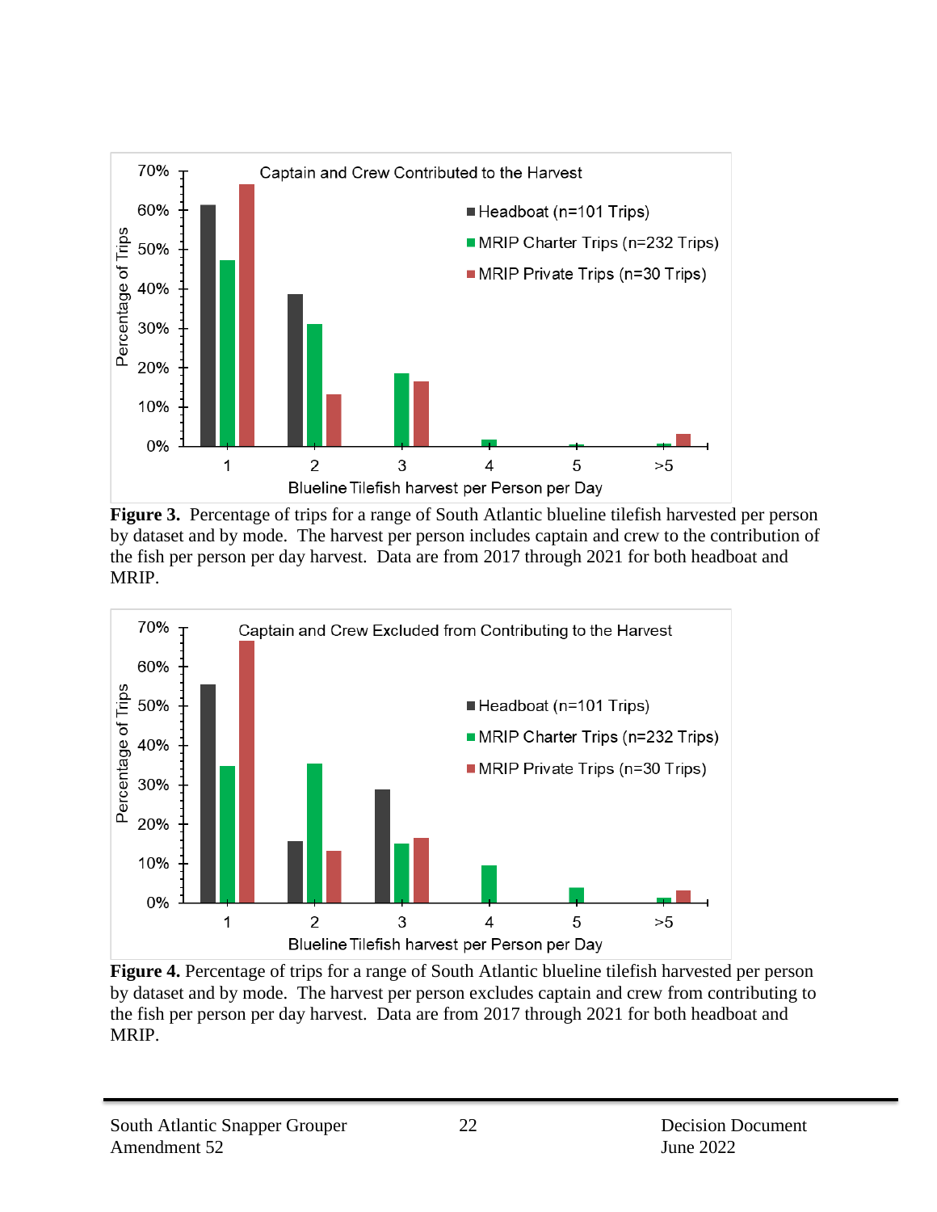**Figure 3.** Percentage of trips for a range of South Atlantic blueline tilefish harvested per person by dataset and by mode. The harvest per person includes captain and crew to the contribution of the fish per person per day harvest. Data are from 2017 through 2021 for both headboat and MRIP.

**Figure 4.** Percentage of trips for a range of South Atlantic blueline tilefish harvested per person by dataset and by mode. The harvest per person excludes captain and crew from contributing to the fish per person per day harvest. Data are from 2017 through 2021 for both headboat and MRIP.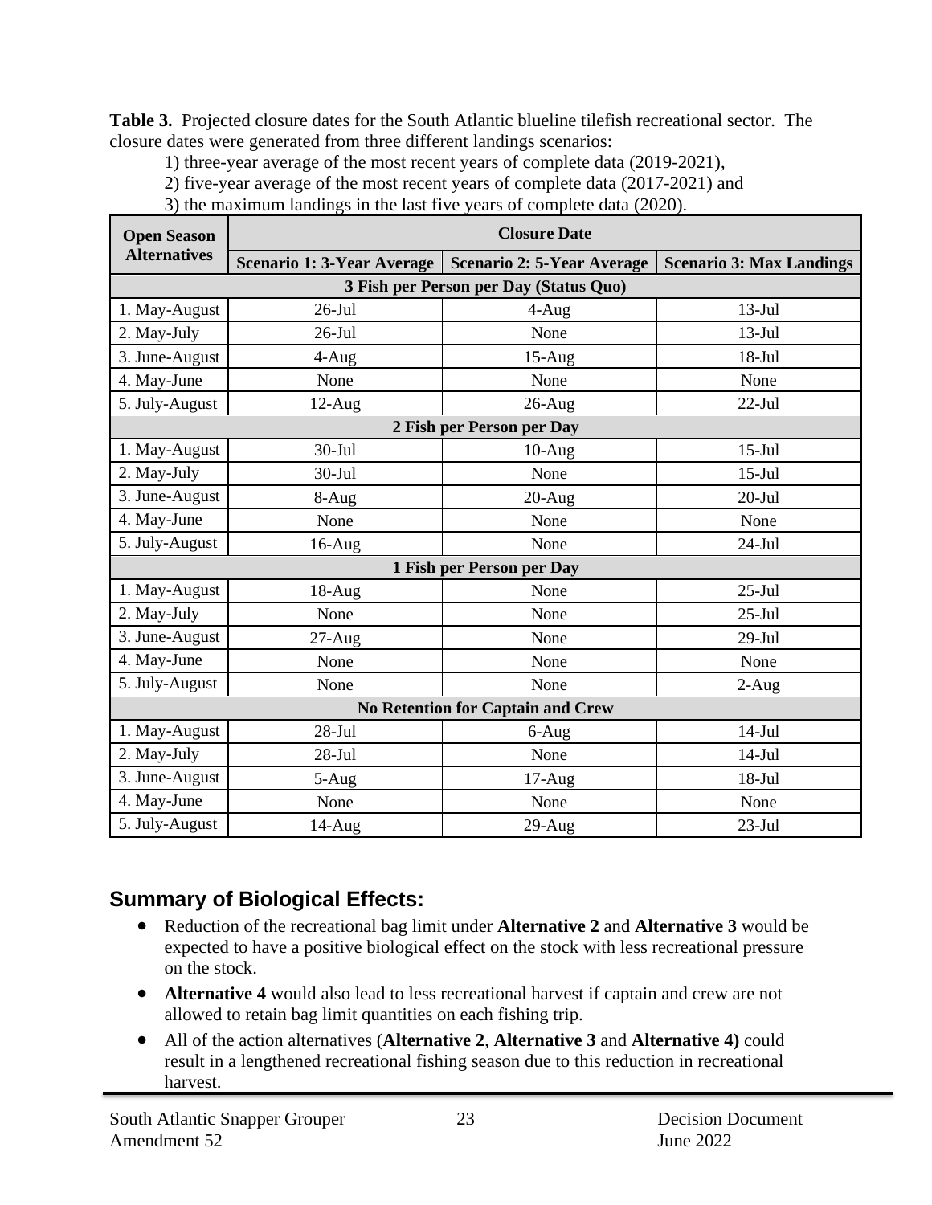**Table 3.** Projected closure dates for the South Atlantic blueline tilefish recreational sector. The closure dates were generated from three different landings scenarios:

1) three-year average of the most recent years of complete data (2019-2021),
2) five-year average of the most recent years of complete data (2017-2021) and
3) the maximum landings in the last five years of complete data (2020).

| Open Season Alternatives | Closure Date | | |
|---|---|---|---|
| | Scenario 1: 3-Year Average | Scenario 2: 5-Year Average | Scenario 3: Max Landings |
| **3 Fish per Person per Day (Status Quo)** | | | |
| 1. May-August | 26-Jul | 4-Aug | 13-Jul |
| 2. May-July | 26-Jul | None | 13-Jul |
| 3. June-August | 4-Aug | 15-Aug | 18-Jul |
| 4. May-June | None | None | None |
| 5. July-August | 12-Aug | 26-Aug | 22-Jul |
| **2 Fish per Person per Day** | | | |
| 1. May-August | 30-Jul | 10-Aug | 15-Jul |
| 2. May-July | 30-Jul | None | 15-Jul |
| 3. June-August | 8-Aug | 20-Aug | 20-Jul |
| 4. May-June | None | None | None |
| 5. July-August | 16-Aug | None | 24-Jul |
| **1 Fish per Person per Day** | | | |
| 1. May-August | 18-Aug | None | 25-Jul |
| 2. May-July | None | None | 25-Jul |
| 3. June-August | 27-Aug | None | 29-Jul |
| 4. May-June | None | None | None |
| 5. July-August | None | None | 2-Aug |
| **No Retention for Captain and Crew** | | | |
| 1. May-August | 28-Jul | 6-Aug | 14-Jul |
| 2. May-July | 28-Jul | None | 14-Jul |
| 3. June-August | 5-Aug | 17-Aug | 18-Jul |
| 4. May-June | None | None | None |
| 5. July-August | 14-Aug | 29-Aug | 23-Jul |

## Summary of Biological Effects:

- Reduction of the recreational bag limit under **Alternative 2** and **Alternative 3** would be expected to have a positive biological effect on the stock with less recreational pressure on the stock.
- **Alternative 4** would also lead to less recreational harvest if captain and crew are not allowed to retain bag limit quantities on each fishing trip.
- All of the action alternatives (**Alternative 2**, **Alternative 3** and **Alternative 4)** could result in a lengthened recreational fishing season due to this reduction in recreational harvest.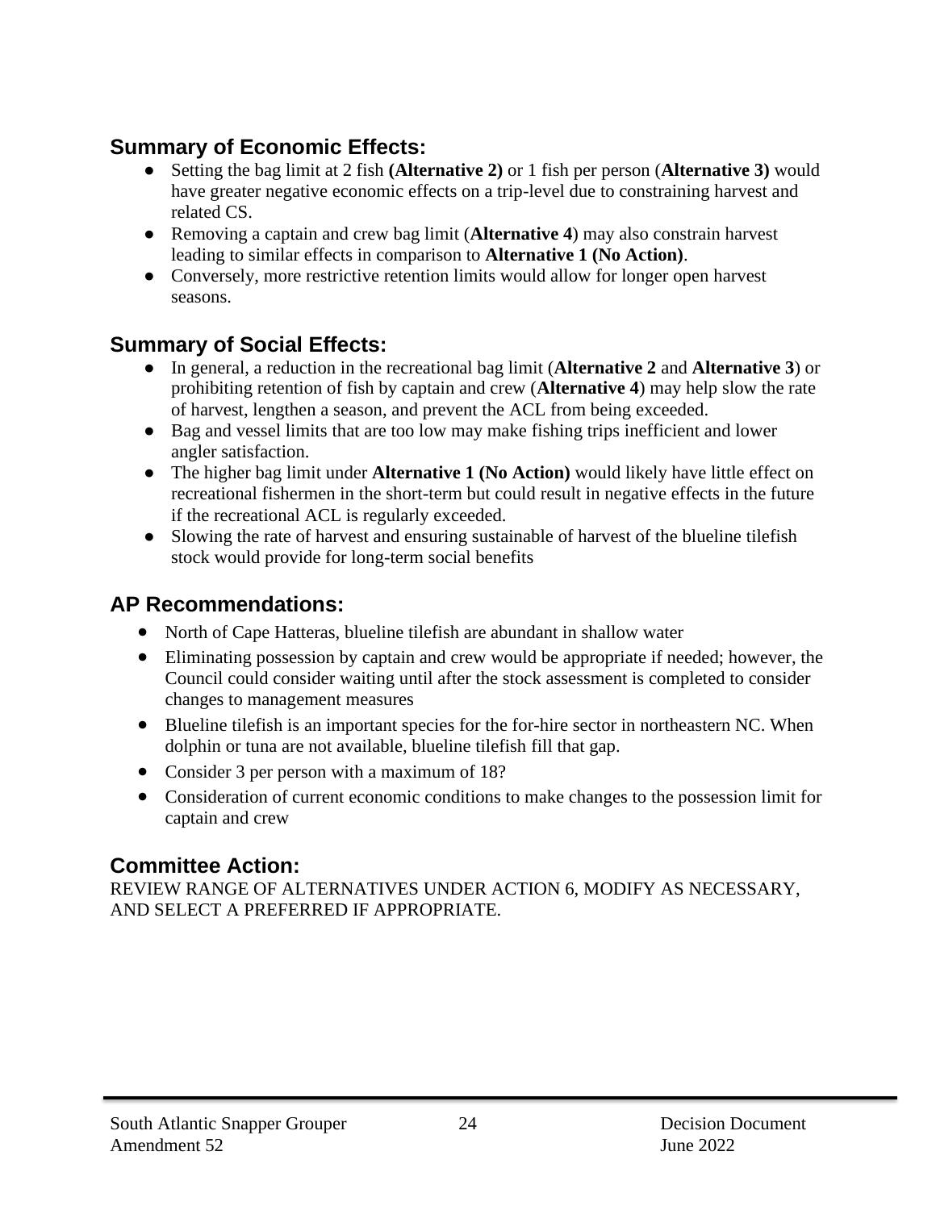## Summary of Economic Effects:

- Setting the bag limit at 2 fish **(Alternative 2)** or 1 fish per person (**Alternative 3)** would have greater negative economic effects on a trip-level due to constraining harvest and related CS.
- Removing a captain and crew bag limit (**Alternative 4**) may also constrain harvest leading to similar effects in comparison to **Alternative 1 (No Action)**.
- Conversely, more restrictive retention limits would allow for longer open harvest seasons.

## Summary of Social Effects:

- In general, a reduction in the recreational bag limit (**Alternative 2** and **Alternative 3**) or prohibiting retention of fish by captain and crew (**Alternative 4**) may help slow the rate of harvest, lengthen a season, and prevent the ACL from being exceeded.
- Bag and vessel limits that are too low may make fishing trips inefficient and lower angler satisfaction.
- The higher bag limit under **Alternative 1 (No Action)** would likely have little effect on recreational fishermen in the short-term but could result in negative effects in the future if the recreational ACL is regularly exceeded.
- Slowing the rate of harvest and ensuring sustainable of harvest of the blueline tilefish stock would provide for long-term social benefits

## AP Recommendations:

- North of Cape Hatteras, blueline tilefish are abundant in shallow water
- Eliminating possession by captain and crew would be appropriate if needed; however, the Council could consider waiting until after the stock assessment is completed to consider changes to management measures
- Blueline tilefish is an important species for the for-hire sector in northeastern NC. When dolphin or tuna are not available, blueline tilefish fill that gap.
- Consider 3 per person with a maximum of 18?
- Consideration of current economic conditions to make changes to the possession limit for captain and crew

## Committee Action:

REVIEW RANGE OF ALTERNATIVES UNDER ACTION 6, MODIFY AS NECESSARY, AND SELECT A PREFERRED IF APPROPRIATE.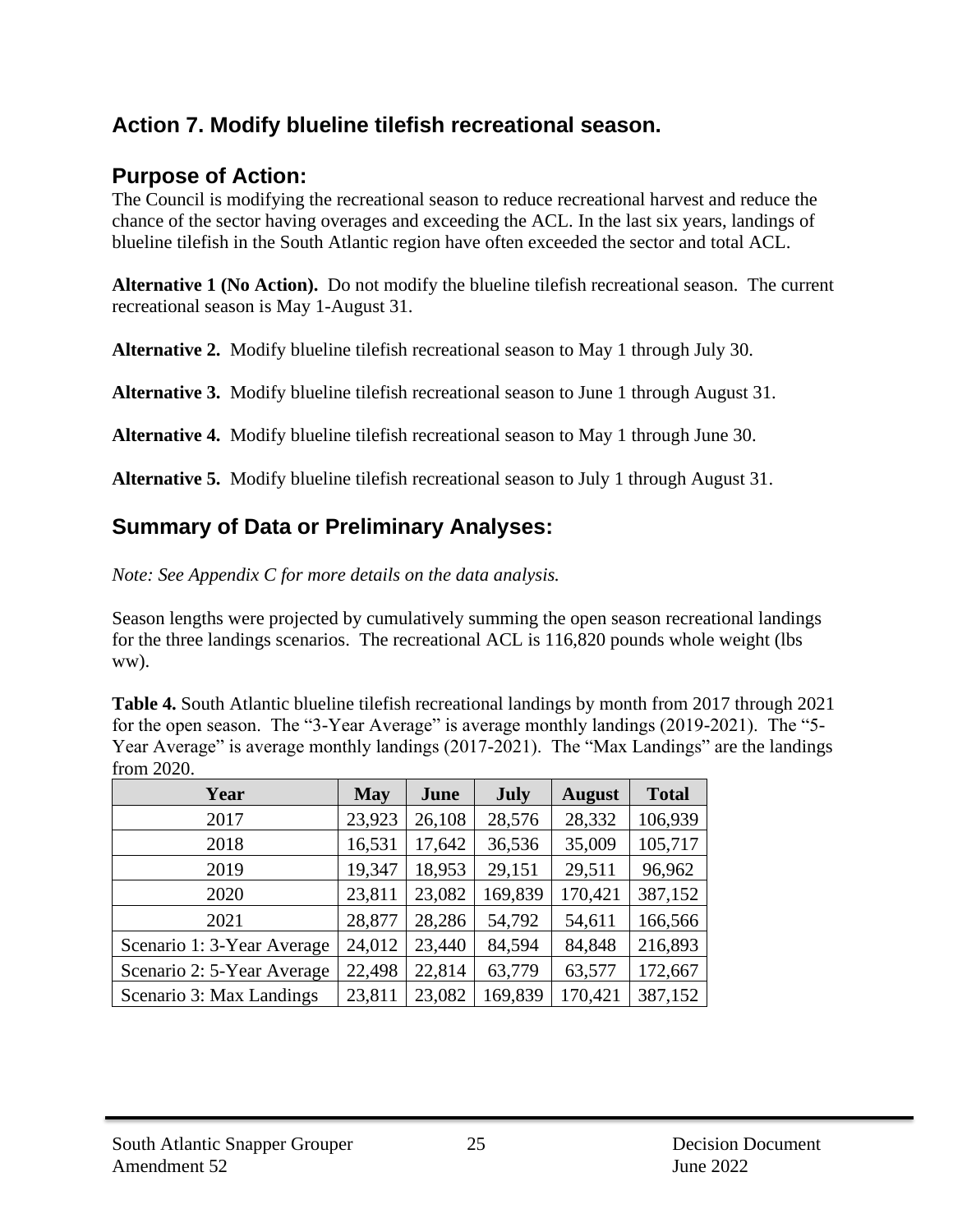## Action 7. Modify blueline tilefish recreational season.

### Purpose of Action:

The Council is modifying the recreational season to reduce recreational harvest and reduce the chance of the sector having overages and exceeding the ACL. In the last six years, landings of blueline tilefish in the South Atlantic region have often exceeded the sector and total ACL.

**Alternative 1 (No Action).** Do not modify the blueline tilefish recreational season. The current recreational season is May 1-August 31.

**Alternative 2.** Modify blueline tilefish recreational season to May 1 through July 30.

**Alternative 3.** Modify blueline tilefish recreational season to June 1 through August 31.

**Alternative 4.** Modify blueline tilefish recreational season to May 1 through June 30.

**Alternative 5.** Modify blueline tilefish recreational season to July 1 through August 31.

### Summary of Data or Preliminary Analyses:

*Note: See Appendix C for more details on the data analysis.*

Season lengths were projected by cumulatively summing the open season recreational landings for the three landings scenarios. The recreational ACL is 116,820 pounds whole weight (lbs ww).

**Table 4.** South Atlantic blueline tilefish recreational landings by month from 2017 through 2021 for the open season. The "3-Year Average" is average monthly landings (2019-2021). The "5-Year Average" is average monthly landings (2017-2021). The "Max Landings" are the landings from 2020.

| Year | May | June | July | August | Total |
|---|---|---|---|---|---|
| 2017 | 23,923 | 26,108 | 28,576 | 28,332 | 106,939 |
| 2018 | 16,531 | 17,642 | 36,536 | 35,009 | 105,717 |
| 2019 | 19,347 | 18,953 | 29,151 | 29,511 | 96,962 |
| 2020 | 23,811 | 23,082 | 169,839 | 170,421 | 387,152 |
| 2021 | 28,877 | 28,286 | 54,792 | 54,611 | 166,566 |
| Scenario 1: 3-Year Average | 24,012 | 23,440 | 84,594 | 84,848 | 216,893 |
| Scenario 2: 5-Year Average | 22,498 | 22,814 | 63,779 | 63,577 | 172,667 |
| Scenario 3: Max Landings | 23,811 | 23,082 | 169,839 | 170,421 | 387,152 |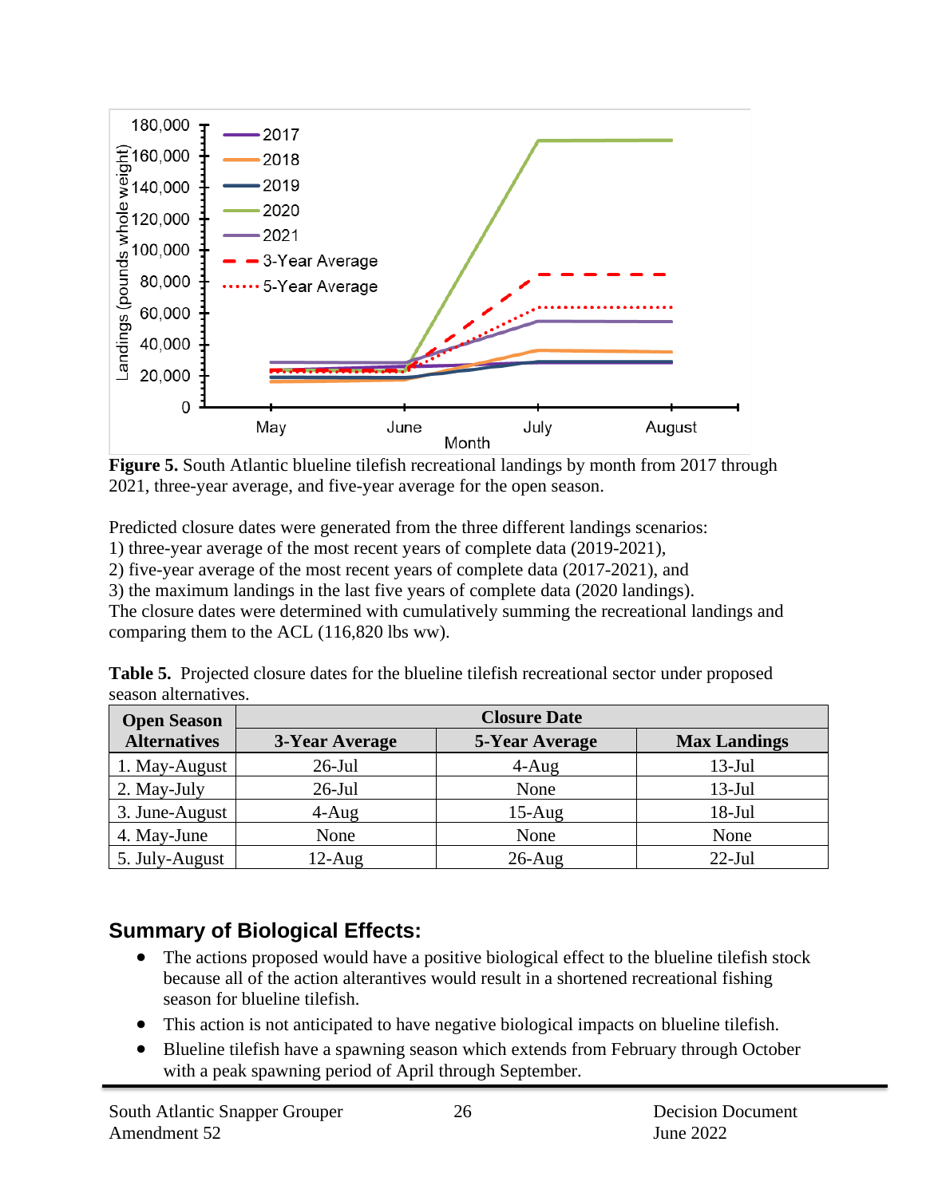**Figure 5.** South Atlantic blueline tilefish recreational landings by month from 2017 through 2021, three-year average, and five-year average for the open season.

Predicted closure dates were generated from the three different landings scenarios:
1) three-year average of the most recent years of complete data (2019-2021),
2) five-year average of the most recent years of complete data (2017-2021), and
3) the maximum landings in the last five years of complete data (2020 landings).
The closure dates were determined with cumulatively summing the recreational landings and comparing them to the ACL (116,820 lbs ww).

**Table 5.** Projected closure dates for the blueline tilefish recreational sector under proposed season alternatives.

| Open Season Alternatives | Closure Date | | |
|---|---|---|---|
| | 3-Year Average | 5-Year Average | Max Landings |
| 1. May-August | 26-Jul | 4-Aug | 13-Jul |
| 2. May-July | 26-Jul | None | 13-Jul |
| 3. June-August | 4-Aug | 15-Aug | 18-Jul |
| 4. May-June | None | None | None |
| 5. July-August | 12-Aug | 26-Aug | 22-Jul |

## Summary of Biological Effects:

- The actions proposed would have a positive biological effect to the blueline tilefish stock because all of the action alternatives would result in a shortened recreational fishing season for blueline tilefish.
- This action is not anticipated to have negative biological impacts on blueline tilefish.
- Blueline tilefish have a spawning season which extends from February through October with a peak spawning period of April through September.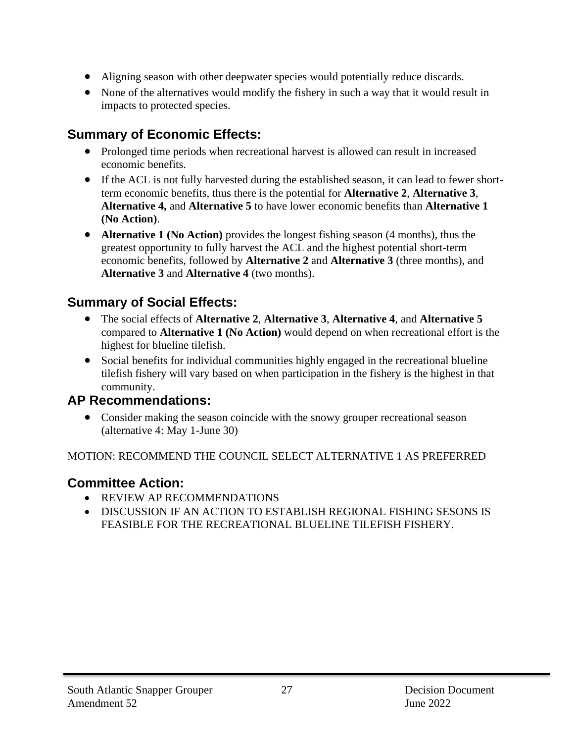- Aligning season with other deepwater species would potentially reduce discards.
- None of the alternatives would modify the fishery in such a way that it would result in impacts to protected species.

## Summary of Economic Effects:

- Prolonged time periods when recreational harvest is allowed can result in increased economic benefits.
- If the ACL is not fully harvested during the established season, it can lead to fewer short-term economic benefits, thus there is the potential for **Alternative 2**, **Alternative 3**, **Alternative 4,** and **Alternative 5** to have lower economic benefits than **Alternative 1 (No Action)**.
- **Alternative 1 (No Action)** provides the longest fishing season (4 months), thus the greatest opportunity to fully harvest the ACL and the highest potential short-term economic benefits, followed by **Alternative 2** and **Alternative 3** (three months), and **Alternative 3** and **Alternative 4** (two months).

## Summary of Social Effects:

- The social effects of **Alternative 2**, **Alternative 3**, **Alternative 4**, and **Alternative 5** compared to **Alternative 1 (No Action)** would depend on when recreational effort is the highest for blueline tilefish.
- Social benefits for individual communities highly engaged in the recreational blueline tilefish fishery will vary based on when participation in the fishery is the highest in that community.

## AP Recommendations:

- Consider making the season coincide with the snowy grouper recreational season (alternative 4: May 1-June 30)

MOTION: RECOMMEND THE COUNCIL SELECT ALTERNATIVE 1 AS PREFERRED

## Committee Action:

- REVIEW AP RECOMMENDATIONS
- DISCUSSION IF AN ACTION TO ESTABLISH REGIONAL FISHING SESONS IS FEASIBLE FOR THE RECREATIONAL BLUELINE TILEFISH FISHERY.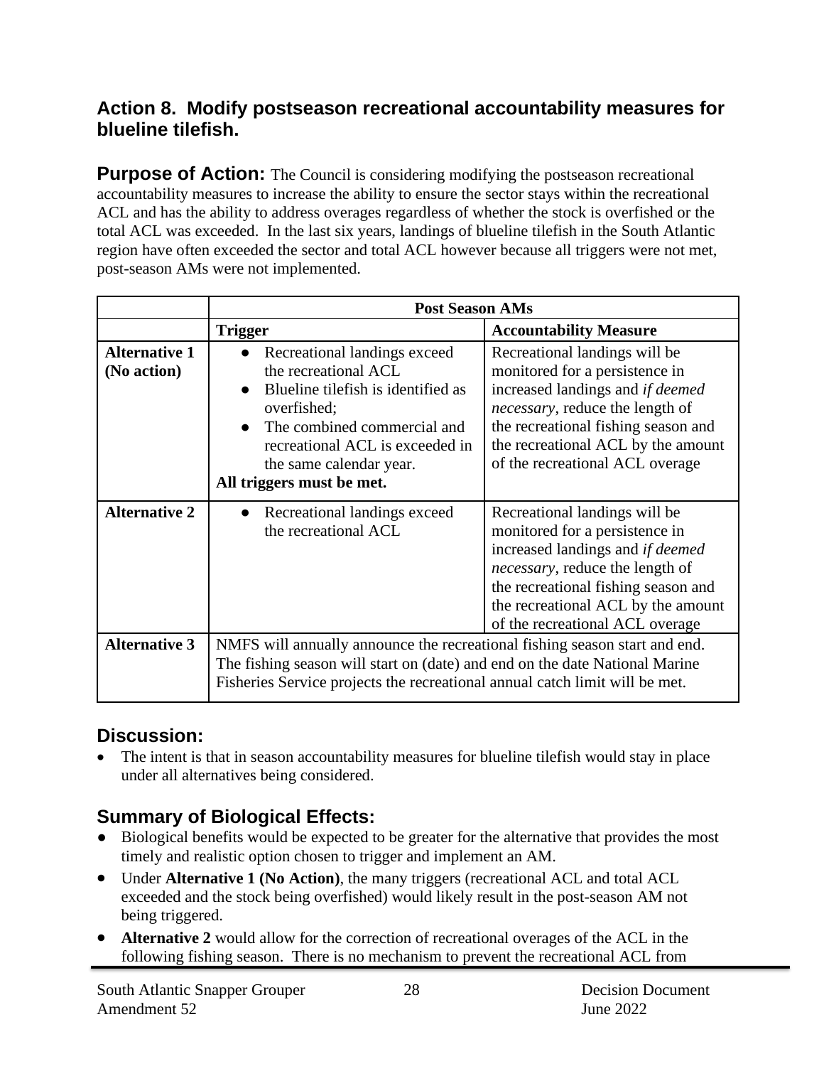## Action 8. Modify postseason recreational accountability measures for blueline tilefish.

**Purpose of Action:** The Council is considering modifying the postseason recreational accountability measures to increase the ability to ensure the sector stays within the recreational ACL and has the ability to address overages regardless of whether the stock is overfished or the total ACL was exceeded. In the last six years, landings of blueline tilefish in the South Atlantic region have often exceeded the sector and total ACL however because all triggers were not met, post-season AMs were not implemented.

| | **Post Season AMs** | |
|---|---|---|
| | **Trigger** | **Accountability Measure** |
| **Alternative 1 (No action)** | • Recreational landings exceed the recreational ACL<br>• Blueline tilefish is identified as overfished;<br>• The combined commercial and recreational ACL is exceeded in the same calendar year.<br>**All triggers must be met.** | Recreational landings will be monitored for a persistence in increased landings and *if deemed necessary*, reduce the length of the recreational fishing season and the recreational ACL by the amount of the recreational ACL overage |
| **Alternative 2** | • Recreational landings exceed the recreational ACL | Recreational landings will be monitored for a persistence in increased landings and *if deemed necessary*, reduce the length of the recreational fishing season and the recreational ACL by the amount of the recreational ACL overage |
| **Alternative 3** | NMFS will annually announce the recreational fishing season start and end. The fishing season will start on (date) and end on the date National Marine Fisheries Service projects the recreational annual catch limit will be met. | |

### Discussion:

- The intent is that in season accountability measures for blueline tilefish would stay in place under all alternatives being considered.

### Summary of Biological Effects:

- Biological benefits would be expected to be greater for the alternative that provides the most timely and realistic option chosen to trigger and implement an AM.
- Under **Alternative 1 (No Action)**, the many triggers (recreational ACL and total ACL exceeded and the stock being overfished) would likely result in the post-season AM not being triggered.
- **Alternative 2** would allow for the correction of recreational overages of the ACL in the following fishing season. There is no mechanism to prevent the recreational ACL from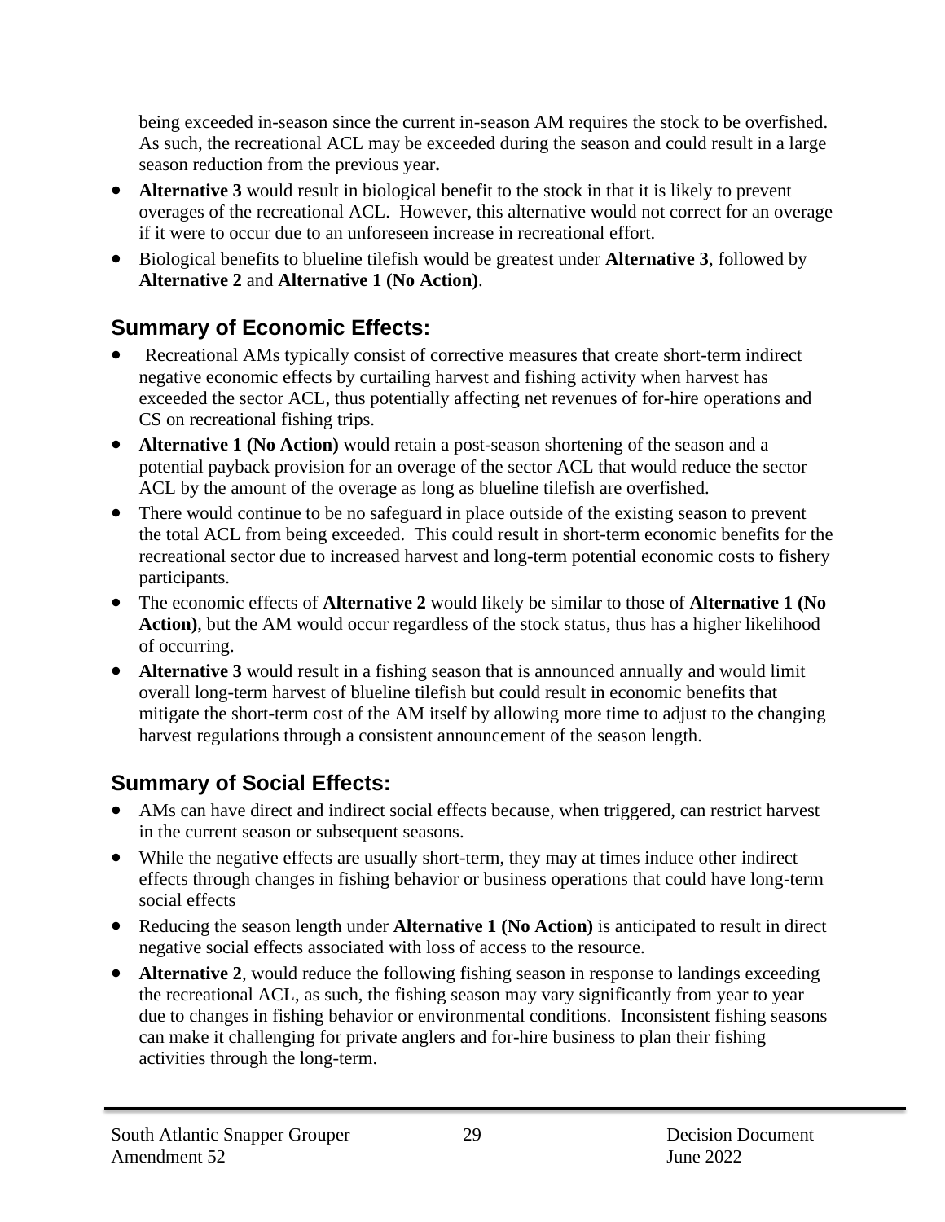being exceeded in-season since the current in-season AM requires the stock to be overfished. As such, the recreational ACL may be exceeded during the season and could result in a large season reduction from the previous year**.**

- **Alternative 3** would result in biological benefit to the stock in that it is likely to prevent overages of the recreational ACL. However, this alternative would not correct for an overage if it were to occur due to an unforeseen increase in recreational effort.
- Biological benefits to blueline tilefish would be greatest under **Alternative 3**, followed by **Alternative 2** and **Alternative 1 (No Action)**.

## Summary of Economic Effects:

- Recreational AMs typically consist of corrective measures that create short-term indirect negative economic effects by curtailing harvest and fishing activity when harvest has exceeded the sector ACL, thus potentially affecting net revenues of for-hire operations and CS on recreational fishing trips.
- **Alternative 1 (No Action)** would retain a post-season shortening of the season and a potential payback provision for an overage of the sector ACL that would reduce the sector ACL by the amount of the overage as long as blueline tilefish are overfished.
- There would continue to be no safeguard in place outside of the existing season to prevent the total ACL from being exceeded. This could result in short-term economic benefits for the recreational sector due to increased harvest and long-term potential economic costs to fishery participants.
- The economic effects of **Alternative 2** would likely be similar to those of **Alternative 1 (No Action)**, but the AM would occur regardless of the stock status, thus has a higher likelihood of occurring.
- **Alternative 3** would result in a fishing season that is announced annually and would limit overall long-term harvest of blueline tilefish but could result in economic benefits that mitigate the short-term cost of the AM itself by allowing more time to adjust to the changing harvest regulations through a consistent announcement of the season length.

## Summary of Social Effects:

- AMs can have direct and indirect social effects because, when triggered, can restrict harvest in the current season or subsequent seasons.
- While the negative effects are usually short-term, they may at times induce other indirect effects through changes in fishing behavior or business operations that could have long-term social effects
- Reducing the season length under **Alternative 1 (No Action)** is anticipated to result in direct negative social effects associated with loss of access to the resource.
- **Alternative 2**, would reduce the following fishing season in response to landings exceeding the recreational ACL, as such, the fishing season may vary significantly from year to year due to changes in fishing behavior or environmental conditions. Inconsistent fishing seasons can make it challenging for private anglers and for-hire business to plan their fishing activities through the long-term.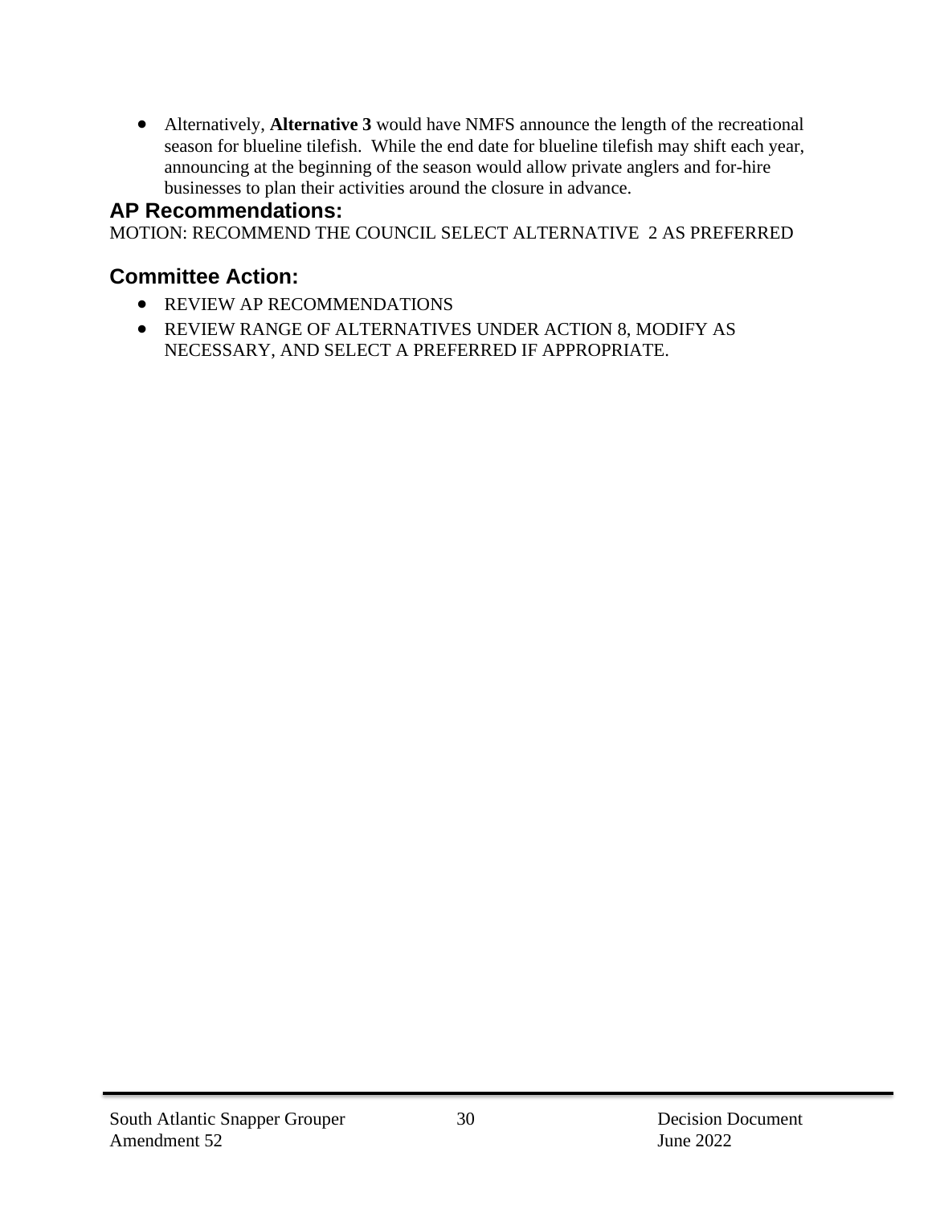- Alternatively, **Alternative 3** would have NMFS announce the length of the recreational season for blueline tilefish. While the end date for blueline tilefish may shift each year, announcing at the beginning of the season would allow private anglers and for-hire businesses to plan their activities around the closure in advance.

## AP Recommendations:

MOTION: RECOMMEND THE COUNCIL SELECT ALTERNATIVE 2 AS PREFERRED

## Committee Action:

- REVIEW AP RECOMMENDATIONS
- REVIEW RANGE OF ALTERNATIVES UNDER ACTION 8, MODIFY AS NECESSARY, AND SELECT A PREFERRED IF APPROPRIATE.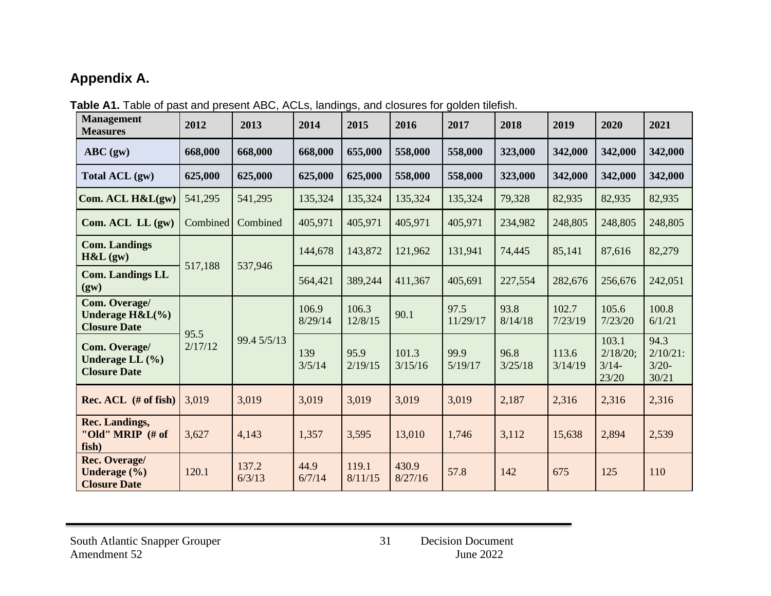## Appendix A.

**Table A1.** Table of past and present ABC, ACLs, landings, and closures for golden tilefish.

| Management Measures | 2012 | 2013 | 2014 | 2015 | 2016 | 2017 | 2018 | 2019 | 2020 | 2021 |
|---|---|---|---|---|---|---|---|---|---|---|
| **ABC (gw)** | **668,000** | **668,000** | **668,000** | **655,000** | **558,000** | **558,000** | **323,000** | **342,000** | **342,000** | **342,000** |
| **Total ACL (gw)** | **625,000** | **625,000** | **625,000** | **625,000** | **558,000** | **558,000** | **323,000** | **342,000** | **342,000** | **342,000** |
| **Com. ACL H&L(gw)** | 541,295 | 541,295 | 135,324 | 135,324 | 135,324 | 135,324 | 79,328 | 82,935 | 82,935 | 82,935 |
| **Com. ACL LL (gw)** | Combined | Combined | 405,971 | 405,971 | 405,971 | 405,971 | 234,982 | 248,805 | 248,805 | 248,805 |
| **Com. Landings H&L (gw)** | 517,188 | 537,946 | 144,678 | 143,872 | 121,962 | 131,941 | 74,445 | 85,141 | 87,616 | 82,279 |
| **Com. Landings LL (gw)** | | | 564,421 | 389,244 | 411,367 | 405,691 | 227,554 | 282,676 | 256,676 | 242,051 |
| **Com. Overage/ Underage H&L(%) Closure Date** | 95.5 2/17/12 | 99.4 5/5/13 | 106.9 8/29/14 | 106.3 12/8/15 | 90.1 | 97.5 11/29/17 | 93.8 8/14/18 | 102.7 7/23/19 | 105.6 7/23/20 | 100.8 6/1/21 |
| **Com. Overage/ Underage LL (%) Closure Date** | | | 139 3/5/14 | 95.9 2/19/15 | 101.3 3/15/16 | 99.9 5/19/17 | 96.8 3/25/18 | 113.6 3/14/19 | 103.1 2/18/20; 3/14-23/20 | 94.3 2/10/21: 3/20-30/21 |
| **Rec. ACL (# of fish)** | 3,019 | 3,019 | 3,019 | 3,019 | 3,019 | 3,019 | 2,187 | 2,316 | 2,316 | 2,316 |
| **Rec. Landings, "Old" MRIP (# of fish)** | 3,627 | 4,143 | 1,357 | 3,595 | 13,010 | 1,746 | 3,112 | 15,638 | 2,894 | 2,539 |
| **Rec. Overage/ Underage (%) Closure Date** | 120.1 | 137.2 6/3/13 | 44.9 6/7/14 | 119.1 8/11/15 | 430.9 8/27/16 | 57.8 | 142 | 675 | 125 | 110 |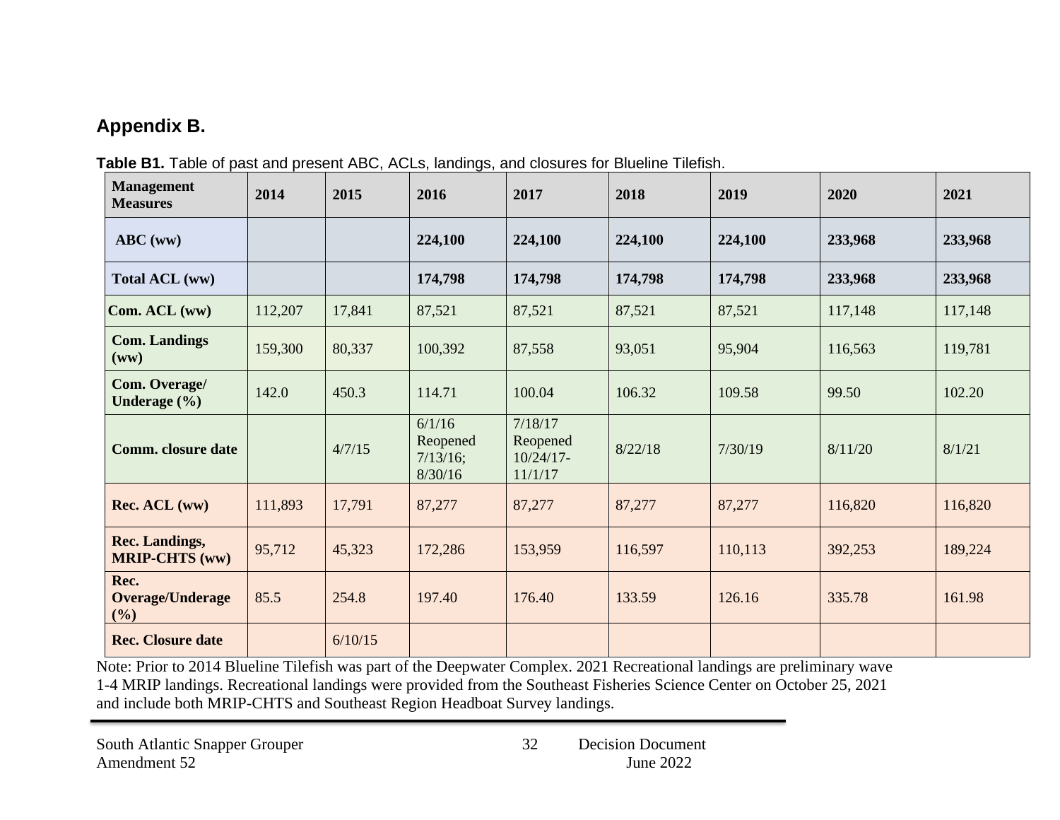## Appendix B.

**Table B1.** Table of past and present ABC, ACLs, landings, and closures for Blueline Tilefish.

| Management Measures | 2014 | 2015 | 2016 | 2017 | 2018 | 2019 | 2020 | 2021 |
|---|---|---|---|---|---|---|---|---|
| **ABC (ww)** | | | **224,100** | **224,100** | **224,100** | **224,100** | **233,968** | **233,968** |
| **Total ACL (ww)** | | | **174,798** | **174,798** | **174,798** | **174,798** | **233,968** | **233,968** |
| **Com. ACL (ww)** | 112,207 | 17,841 | 87,521 | 87,521 | 87,521 | 87,521 | 117,148 | 117,148 |
| **Com. Landings (ww)** | 159,300 | 80,337 | 100,392 | 87,558 | 93,051 | 95,904 | 116,563 | 119,781 |
| **Com. Overage/ Underage (%)** | 142.0 | 450.3 | 114.71 | 100.04 | 106.32 | 109.58 | 99.50 | 102.20 |
| **Comm. closure date** | | 4/7/15 | 6/1/16 Reopened 7/13/16; 8/30/16 | 7/18/17 Reopened 10/24/17-11/1/17 | 8/22/18 | 7/30/19 | 8/11/20 | 8/1/21 |
| **Rec. ACL (ww)** | 111,893 | 17,791 | 87,277 | 87,277 | 87,277 | 87,277 | 116,820 | 116,820 |
| **Rec. Landings, MRIP-CHTS (ww)** | 95,712 | 45,323 | 172,286 | 153,959 | 116,597 | 110,113 | 392,253 | 189,224 |
| **Rec. Overage/Underage (%)** | 85.5 | 254.8 | 197.40 | 176.40 | 133.59 | 126.16 | 335.78 | 161.98 |
| **Rec. Closure date** | | 6/10/15 | | | | | | |

Note: Prior to 2014 Blueline Tilefish was part of the Deepwater Complex. 2021 Recreational landings are preliminary wave 1-4 MRIP landings. Recreational landings were provided from the Southeast Fisheries Science Center on October 25, 2021 and include both MRIP-CHTS and Southeast Region Headboat Survey landings.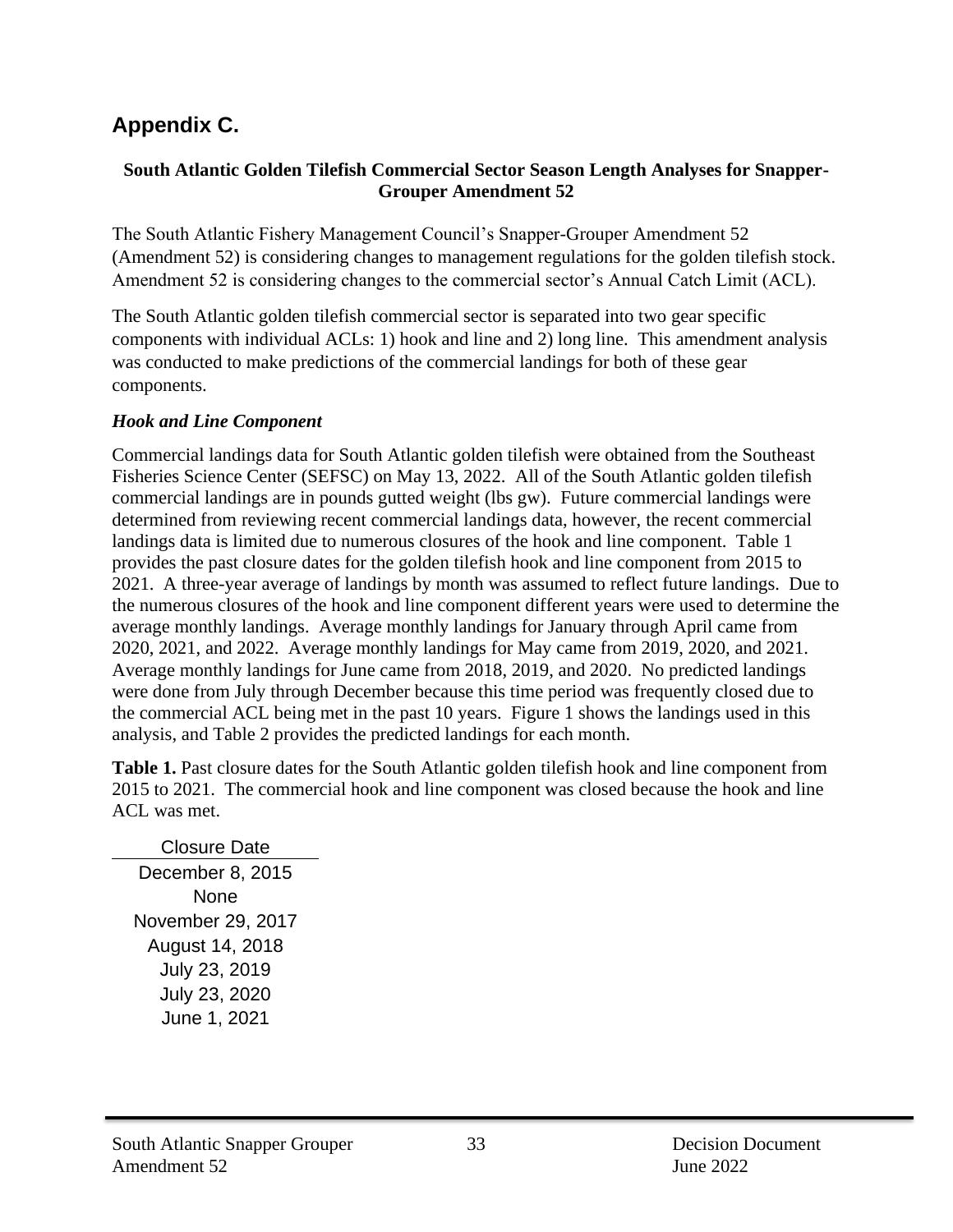# Appendix C.

**South Atlantic Golden Tilefish Commercial Sector Season Length Analyses for Snapper-Grouper Amendment 52**

The South Atlantic Fishery Management Council's Snapper-Grouper Amendment 52 (Amendment 52) is considering changes to management regulations for the golden tilefish stock. Amendment 52 is considering changes to the commercial sector's Annual Catch Limit (ACL).

The South Atlantic golden tilefish commercial sector is separated into two gear specific components with individual ACLs: 1) hook and line and 2) long line. This amendment analysis was conducted to make predictions of the commercial landings for both of these gear components.

### *Hook and Line Component*

Commercial landings data for South Atlantic golden tilefish were obtained from the Southeast Fisheries Science Center (SEFSC) on May 13, 2022. All of the South Atlantic golden tilefish commercial landings are in pounds gutted weight (lbs gw). Future commercial landings were determined from reviewing recent commercial landings data, however, the recent commercial landings data is limited due to numerous closures of the hook and line component. Table 1 provides the past closure dates for the golden tilefish hook and line component from 2015 to 2021. A three-year average of landings by month was assumed to reflect future landings. Due to the numerous closures of the hook and line component different years were used to determine the average monthly landings. Average monthly landings for January through April came from 2020, 2021, and 2022. Average monthly landings for May came from 2019, 2020, and 2021. Average monthly landings for June came from 2018, 2019, and 2020. No predicted landings were done from July through December because this time period was frequently closed due to the commercial ACL being met in the past 10 years. Figure 1 shows the landings used in this analysis, and Table 2 provides the predicted landings for each month.

**Table 1.** Past closure dates for the South Atlantic golden tilefish hook and line component from 2015 to 2021. The commercial hook and line component was closed because the hook and line ACL was met.

| Closure Date |
|---|
| December 8, 2015 |
| None |
| November 29, 2017 |
| August 14, 2018 |
| July 23, 2019 |
| July 23, 2020 |
| June 1, 2021 |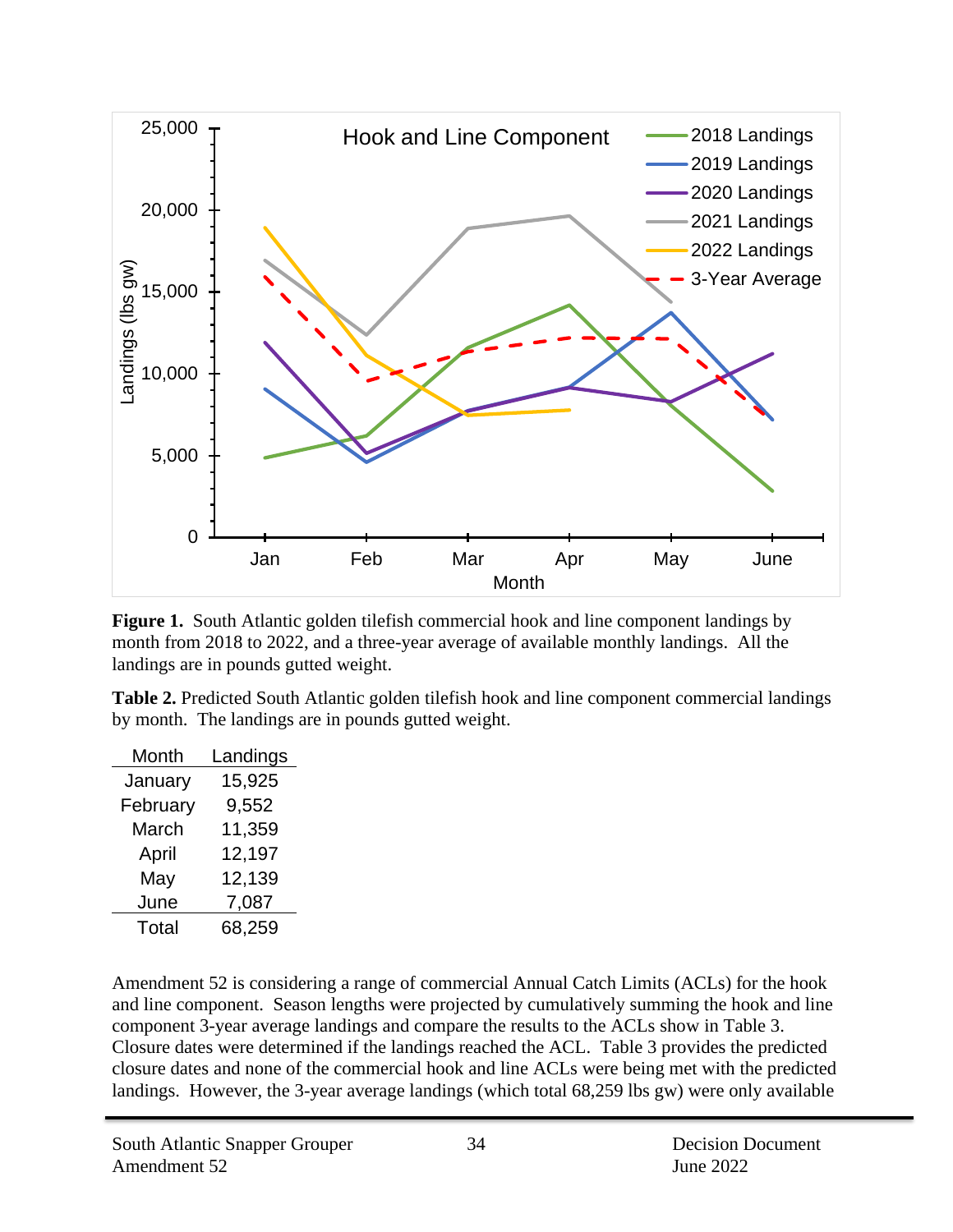**Figure 1.** South Atlantic golden tilefish commercial hook and line component landings by month from 2018 to 2022, and a three-year average of available monthly landings. All the landings are in pounds gutted weight.

**Table 2.** Predicted South Atlantic golden tilefish hook and line component commercial landings by month. The landings are in pounds gutted weight.

| Month | Landings |
|---|---|
| January | 15,925 |
| February | 9,552 |
| March | 11,359 |
| April | 12,197 |
| May | 12,139 |
| June | 7,087 |
| Total | 68,259 |

Amendment 52 is considering a range of commercial Annual Catch Limits (ACLs) for the hook and line component. Season lengths were projected by cumulatively summing the hook and line component 3-year average landings and compare the results to the ACLs show in Table 3. Closure dates were determined if the landings reached the ACL. Table 3 provides the predicted closure dates and none of the commercial hook and line ACLs were being met with the predicted landings. However, the 3-year average landings (which total 68,259 lbs gw) were only available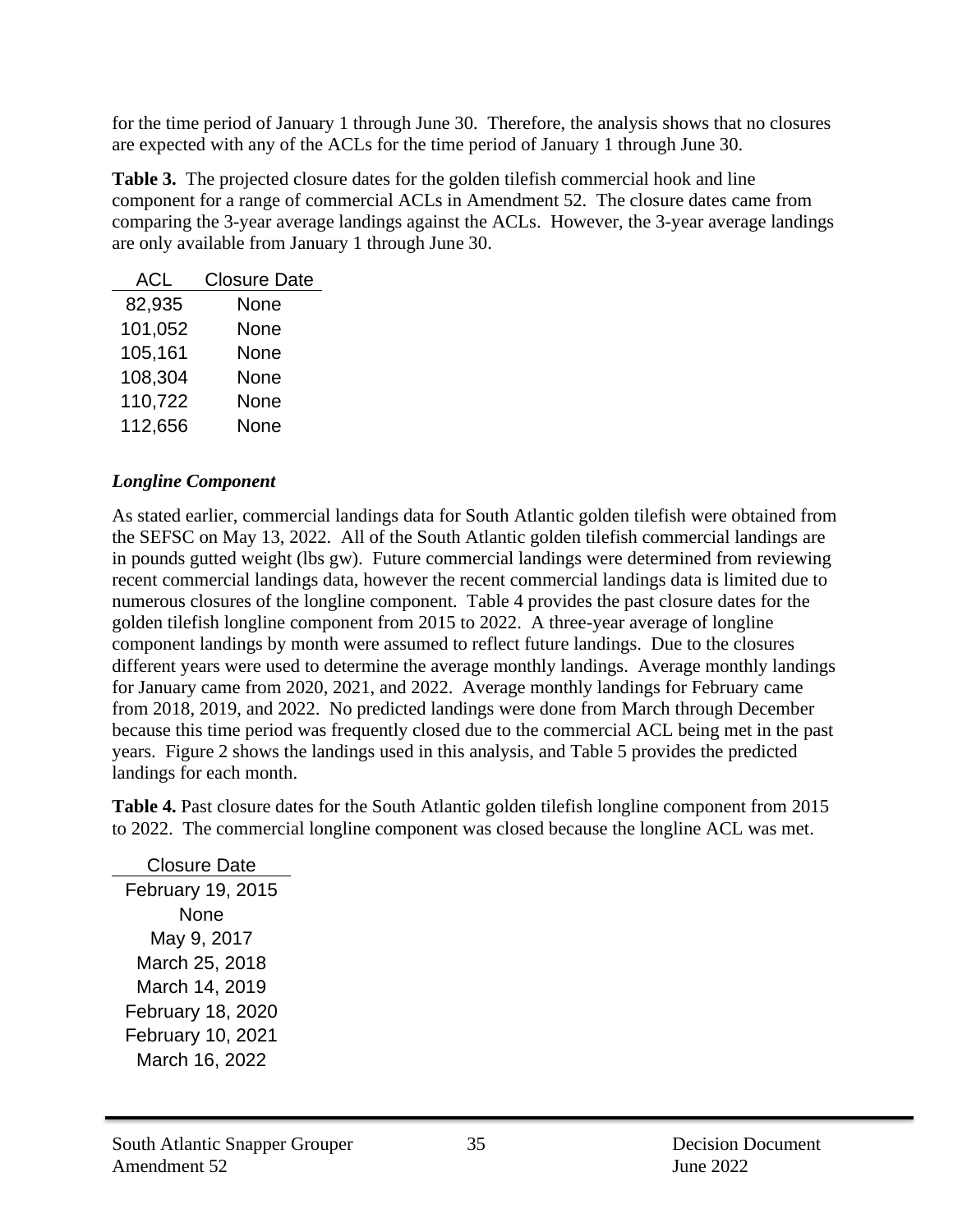for the time period of January 1 through June 30. Therefore, the analysis shows that no closures are expected with any of the ACLs for the time period of January 1 through June 30.

**Table 3.** The projected closure dates for the golden tilefish commercial hook and line component for a range of commercial ACLs in Amendment 52. The closure dates came from comparing the 3-year average landings against the ACLs. However, the 3-year average landings are only available from January 1 through June 30.

| ACL | Closure Date |
|---|---|
| 82,935 | None |
| 101,052 | None |
| 105,161 | None |
| 108,304 | None |
| 110,722 | None |
| 112,656 | None |

### *Longline Component*

As stated earlier, commercial landings data for South Atlantic golden tilefish were obtained from the SEFSC on May 13, 2022. All of the South Atlantic golden tilefish commercial landings are in pounds gutted weight (lbs gw). Future commercial landings were determined from reviewing recent commercial landings data, however the recent commercial landings data is limited due to numerous closures of the longline component. Table 4 provides the past closure dates for the golden tilefish longline component from 2015 to 2022. A three-year average of longline component landings by month were assumed to reflect future landings. Due to the closures different years were used to determine the average monthly landings. Average monthly landings for January came from 2020, 2021, and 2022. Average monthly landings for February came from 2018, 2019, and 2022. No predicted landings were done from March through December because this time period was frequently closed due to the commercial ACL being met in the past years. Figure 2 shows the landings used in this analysis, and Table 5 provides the predicted landings for each month.

**Table 4.** Past closure dates for the South Atlantic golden tilefish longline component from 2015 to 2022. The commercial longline component was closed because the longline ACL was met.

| Closure Date |
|---|
| February 19, 2015 |
| None |
| May 9, 2017 |
| March 25, 2018 |
| March 14, 2019 |
| February 18, 2020 |
| February 10, 2021 |
| March 16, 2022 |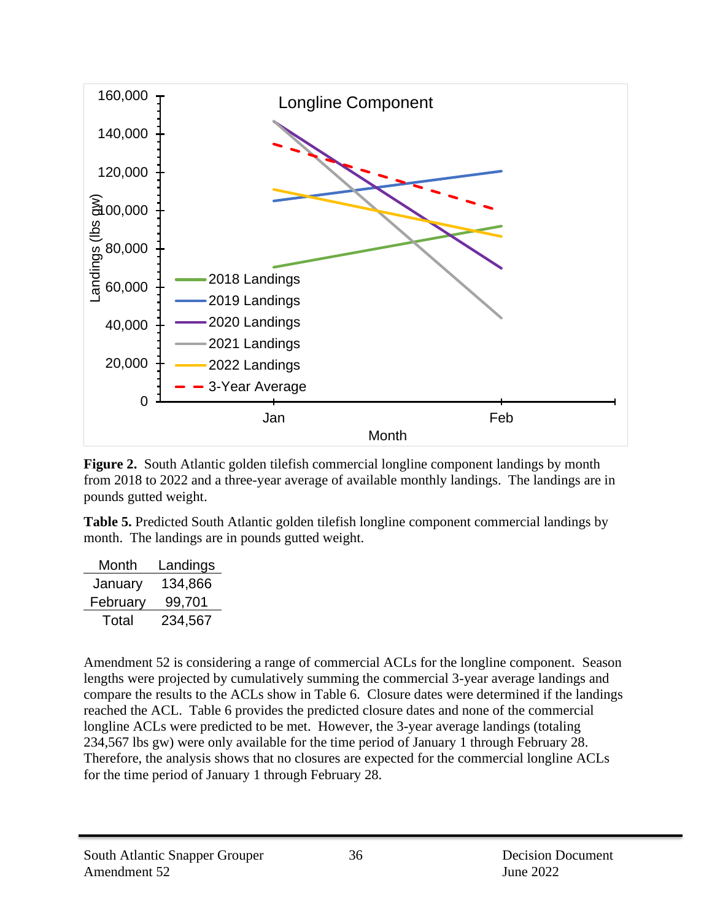**Figure 2.** South Atlantic golden tilefish commercial longline component landings by month from 2018 to 2022 and a three-year average of available monthly landings. The landings are in pounds gutted weight.

**Table 5.** Predicted South Atlantic golden tilefish longline component commercial landings by month. The landings are in pounds gutted weight.

| Month | Landings |
|---|---|
| January | 134,866 |
| February | 99,701 |
| Total | 234,567 |

Amendment 52 is considering a range of commercial ACLs for the longline component. Season lengths were projected by cumulatively summing the commercial 3-year average landings and compare the results to the ACLs show in Table 6. Closure dates were determined if the landings reached the ACL. Table 6 provides the predicted closure dates and none of the commercial longline ACLs were predicted to be met. However, the 3-year average landings (totaling 234,567 lbs gw) were only available for the time period of January 1 through February 28. Therefore, the analysis shows that no closures are expected for the commercial longline ACLs for the time period of January 1 through February 28.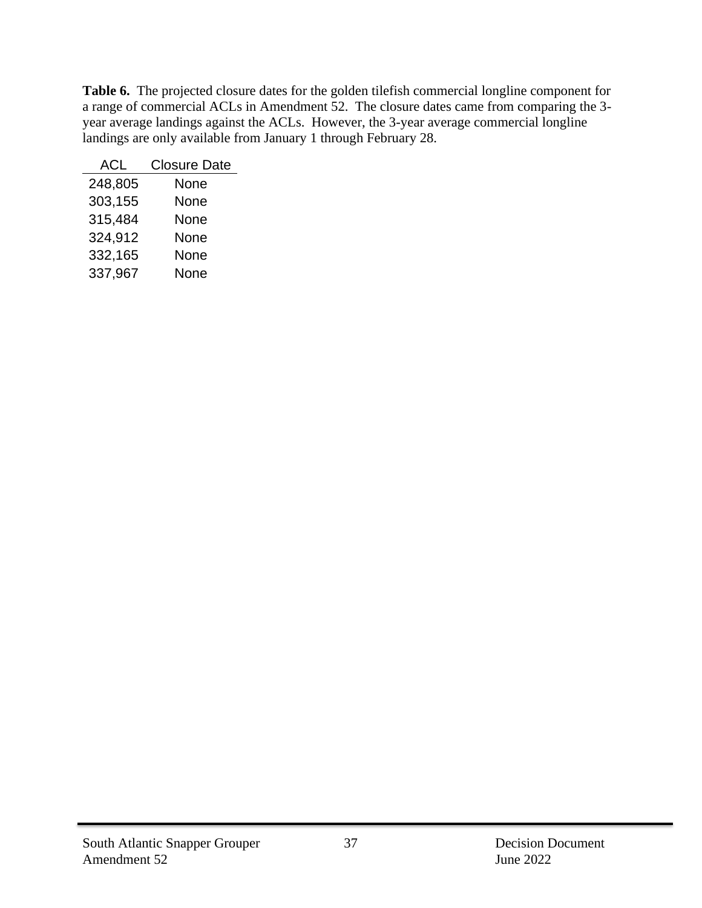**Table 6.** The projected closure dates for the golden tilefish commercial longline component for a range of commercial ACLs in Amendment 52. The closure dates came from comparing the 3-year average landings against the ACLs. However, the 3-year average commercial longline landings are only available from January 1 through February 28.

| ACL | Closure Date |
|---|---|
| 248,805 | None |
| 303,155 | None |
| 315,484 | None |
| 324,912 | None |
| 332,165 | None |
| 337,967 | None |